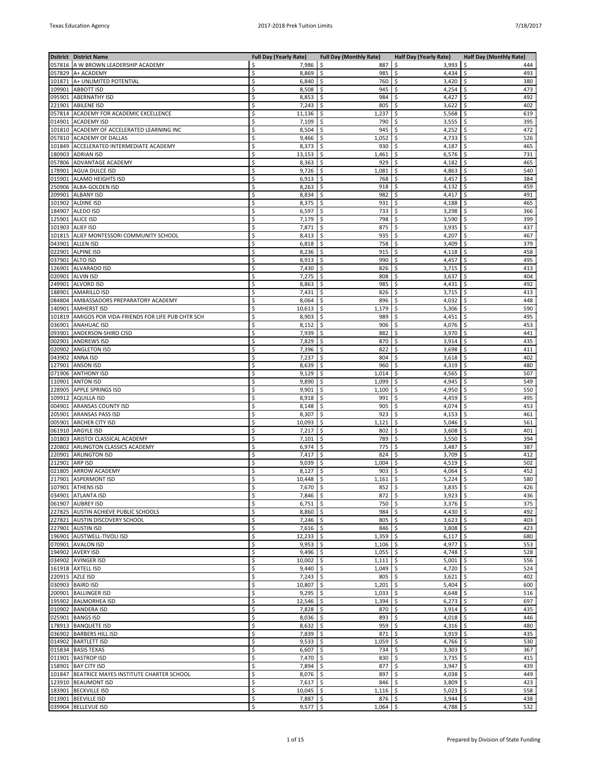| Dsitrict | District Name | Full Day (Yearly Rate) | Full Day (Monthly Rate) | Half Day (Yearly Rate) | Half Day (Monthly Rate) |
|---|---|---|---|---|---|
| 057816 | A W BROWN LEADERSHIP ACADEMY | $ 7,986 | $ 887 | $ 3,993 | $ 444 |
| 057829 | A+ ACADEMY | $ 8,869 | $ 985 | $ 4,434 | $ 493 |
| 101871 | A+ UNLIMITED POTENTIAL | $ 6,840 | $ 760 | $ 3,420 | $ 380 |
| 109901 | ABBOTT ISD | $ 8,508 | $ 945 | $ 4,254 | $ 473 |
| 095901 | ABERNATHY ISD | $ 8,853 | $ 984 | $ 4,427 | $ 492 |
| 221901 | ABILENE ISD | $ 7,243 | $ 805 | $ 3,622 | $ 402 |
| 057814 | ACADEMY FOR ACADEMIC EXCELLENCE | $ 11,136 | $ 1,237 | $ 5,568 | $ 619 |
| 014901 | ACADEMY ISD | $ 7,109 | $ 790 | $ 3,555 | $ 395 |
| 101810 | ACADEMY OF ACCELERATED LEARNING INC | $ 8,504 | $ 945 | $ 4,252 | $ 472 |
| 057810 | ACADEMY OF DALLAS | $ 9,466 | $ 1,052 | $ 4,733 | $ 526 |
| 101849 | ACCELERATED INTERMEDIATE ACADEMY | $ 8,373 | $ 930 | $ 4,187 | $ 465 |
| 180903 | ADRIAN ISD | $ 13,153 | $ 1,461 | $ 6,576 | $ 731 |
| 057806 | ADVANTAGE ACADEMY | $ 8,363 | $ 929 | $ 4,182 | $ 465 |
| 178901 | AGUA DULCE ISD | $ 9,726 | $ 1,081 | $ 4,863 | $ 540 |
| 015901 | ALAMO HEIGHTS ISD | $ 6,913 | $ 768 | $ 3,457 | $ 384 |
| 250906 | ALBA-GOLDEN ISD | $ 8,263 | $ 918 | $ 4,132 | $ 459 |
| 209901 | ALBANY ISD | $ 8,834 | $ 982 | $ 4,417 | $ 491 |
| 101902 | ALDINE ISD | $ 8,375 | $ 931 | $ 4,188 | $ 465 |
| 184907 | ALEDO ISD | $ 6,597 | $ 733 | $ 3,298 | $ 366 |
| 125901 | ALICE ISD | $ 7,179 | $ 798 | $ 3,590 | $ 399 |
| 101903 | ALIEF ISD | $ 7,871 | $ 875 | $ 3,935 | $ 437 |
| 101815 | ALIEF MONTESSORI COMMUNITY SCHOOL | $ 8,413 | $ 935 | $ 4,207 | $ 467 |
| 043901 | ALLEN ISD | $ 6,818 | $ 758 | $ 3,409 | $ 379 |
| 022901 | ALPINE ISD | $ 8,236 | $ 915 | $ 4,118 | $ 458 |
| 037901 | ALTO ISD | $ 8,913 | $ 990 | $ 4,457 | $ 495 |
| 126901 | ALVARADO ISD | $ 7,430 | $ 826 | $ 3,715 | $ 413 |
| 020901 | ALVIN ISD | $ 7,275 | $ 808 | $ 3,637 | $ 404 |
| 249901 | ALVORD ISD | $ 8,863 | $ 985 | $ 4,431 | $ 492 |
| 188901 | AMARILLO ISD | $ 7,431 | $ 826 | $ 3,715 | $ 413 |
| 084804 | AMBASSADORS PREPARATORY ACADEMY | $ 8,064 | $ 896 | $ 4,032 | $ 448 |
| 140901 | AMHERST ISD | $ 10,613 | $ 1,179 | $ 5,306 | $ 590 |
| 101819 | AMIGOS POR VIDA-FRIENDS FOR LIFE PUB CHTR SCH | $ 8,903 | $ 989 | $ 4,451 | $ 495 |
| 036901 | ANAHUAC ISD | $ 8,152 | $ 906 | $ 4,076 | $ 453 |
| 093901 | ANDERSON-SHIRO CISD | $ 7,939 | $ 882 | $ 3,970 | $ 441 |
| 002901 | ANDREWS ISD | $ 7,829 | $ 870 | $ 3,914 | $ 435 |
| 020902 | ANGLETON ISD | $ 7,396 | $ 822 | $ 3,698 | $ 411 |
| 043902 | ANNA ISD | $ 7,237 | $ 804 | $ 3,618 | $ 402 |
| 127901 | ANSON ISD | $ 8,639 | $ 960 | $ 4,319 | $ 480 |
| 071906 | ANTHONY ISD | $ 9,129 | $ 1,014 | $ 4,565 | $ 507 |
| 110901 | ANTON ISD | $ 9,890 | $ 1,099 | $ 4,945 | $ 549 |
| 228905 | APPLE SPRINGS ISD | $ 9,901 | $ 1,100 | $ 4,950 | $ 550 |
| 109912 | AQUILLA ISD | $ 8,918 | $ 991 | $ 4,459 | $ 495 |
| 004901 | ARANSAS COUNTY ISD | $ 8,148 | $ 905 | $ 4,074 | $ 453 |
| 205901 | ARANSAS PASS ISD | $ 8,307 | $ 923 | $ 4,153 | $ 461 |
| 005901 | ARCHER CITY ISD | $ 10,093 | $ 1,121 | $ 5,046 | $ 561 |
| 061910 | ARGYLE ISD | $ 7,217 | $ 802 | $ 3,608 | $ 401 |
| 101803 | ARISTOI CLASSICAL ACADEMY | $ 7,101 | $ 789 | $ 3,550 | $ 394 |
| 220802 | ARLINGTON CLASSICS ACADEMY | $ 6,974 | $ 775 | $ 3,487 | $ 387 |
| 220901 | ARLINGTON ISD | $ 7,417 | $ 824 | $ 3,709 | $ 412 |
| 212901 | ARP ISD | $ 9,039 | $ 1,004 | $ 4,519 | $ 502 |
| 021805 | ARROW ACADEMY | $ 8,127 | $ 903 | $ 4,064 | $ 452 |
| 217901 | ASPERMONT ISD | $ 10,448 | $ 1,161 | $ 5,224 | $ 580 |
| 107901 | ATHENS ISD | $ 7,670 | $ 852 | $ 3,835 | $ 426 |
| 034901 | ATLANTA ISD | $ 7,846 | $ 872 | $ 3,923 | $ 436 |
| 061907 | AUBREY ISD | $ 6,751 | $ 750 | $ 3,376 | $ 375 |
| 227825 | AUSTIN ACHIEVE PUBLIC SCHOOLS | $ 8,860 | $ 984 | $ 4,430 | $ 492 |
| 227821 | AUSTIN DISCOVERY SCHOOL | $ 7,246 | $ 805 | $ 3,623 | $ 403 |
| 227901 | AUSTIN ISD | $ 7,616 | $ 846 | $ 3,808 | $ 423 |
| 196901 | AUSTWELL-TIVOLI ISD | $ 12,233 | $ 1,359 | $ 6,117 | $ 680 |
| 070901 | AVALON ISD | $ 9,953 | $ 1,106 | $ 4,977 | $ 553 |
| 194902 | AVERY ISD | $ 9,496 | $ 1,055 | $ 4,748 | $ 528 |
| 034902 | AVINGER ISD | $ 10,002 | $ 1,111 | $ 5,001 | $ 556 |
| 161918 | AXTELL ISD | $ 9,440 | $ 1,049 | $ 4,720 | $ 524 |
| 220915 | AZLE ISD | $ 7,243 | $ 805 | $ 3,621 | $ 402 |
| 030903 | BAIRD ISD | $ 10,807 | $ 1,201 | $ 5,404 | $ 600 |
| 200901 | BALLINGER ISD | $ 9,295 | $ 1,033 | $ 4,648 | $ 516 |
| 195902 | BALMORHEA ISD | $ 12,546 | $ 1,394 | $ 6,273 | $ 697 |
| 010902 | BANDERA ISD | $ 7,828 | $ 870 | $ 3,914 | $ 435 |
| 025901 | BANGS ISD | $ 8,036 | $ 893 | $ 4,018 | $ 446 |
| 178913 | BANQUETE ISD | $ 8,632 | $ 959 | $ 4,316 | $ 480 |
| 036902 | BARBERS HILL ISD | $ 7,839 | $ 871 | $ 3,919 | $ 435 |
| 014902 | BARTLETT ISD | $ 9,533 | $ 1,059 | $ 4,766 | $ 530 |
| 015834 | BASIS TEXAS | $ 6,607 | $ 734 | $ 3,303 | $ 367 |
| 011901 | BASTROP ISD | $ 7,470 | $ 830 | $ 3,735 | $ 415 |
| 158901 | BAY CITY ISD | $ 7,894 | $ 877 | $ 3,947 | $ 439 |
| 101847 | BEATRICE MAYES INSTITUTE CHARTER SCHOOL | $ 8,076 | $ 897 | $ 4,038 | $ 449 |
| 123910 | BEAUMONT ISD | $ 7,617 | $ 846 | $ 3,809 | $ 423 |
| 183901 | BECKVILLE ISD | $ 10,045 | $ 1,116 | $ 5,023 | $ 558 |
| 013901 | BEEVILLE ISD | $ 7,887 | $ 876 | $ 3,944 | $ 438 |
| 039904 | BELLEVUE ISD | $ 9,577 | $ 1,064 | $ 4,788 | $ 532 |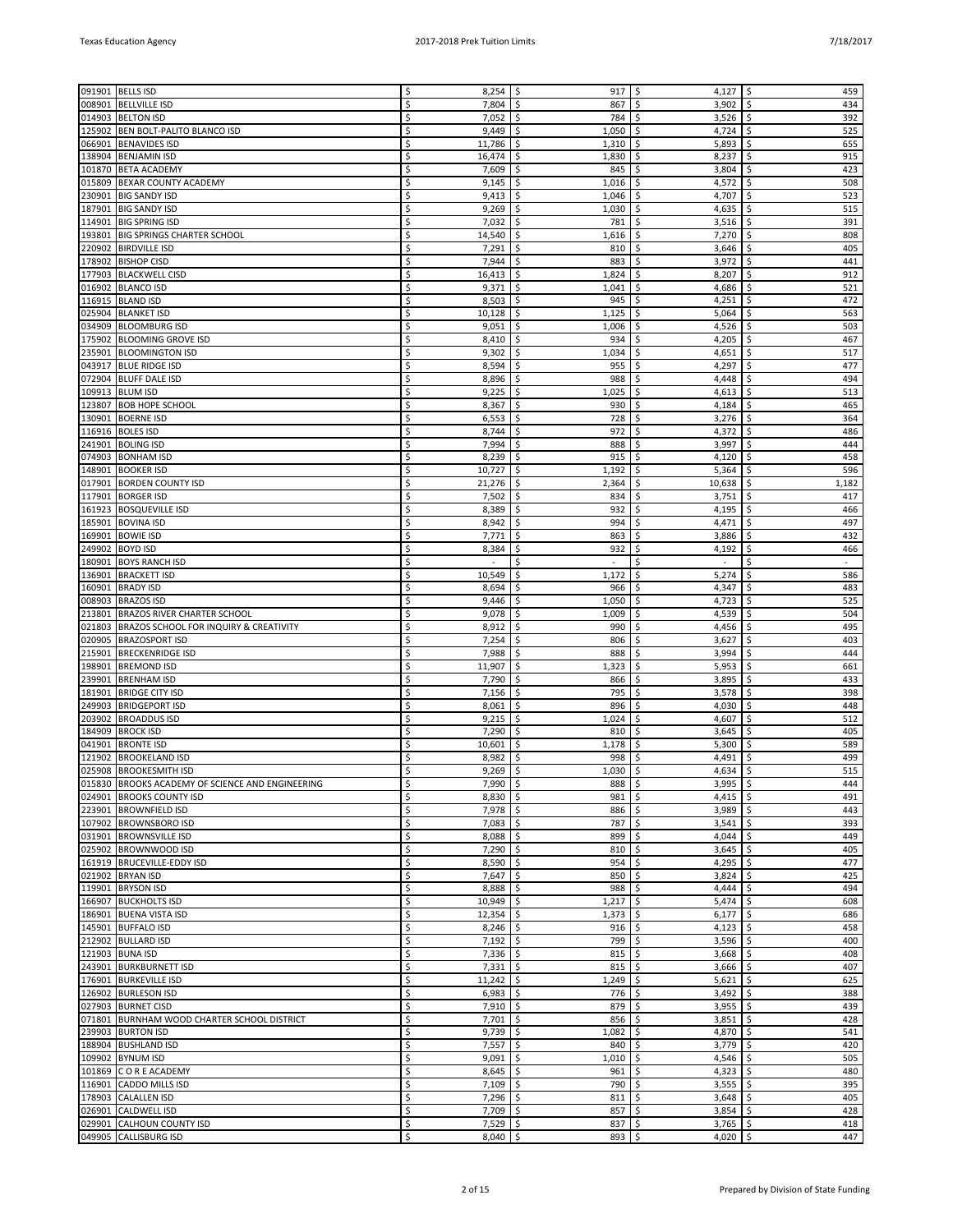| | | | | | |
|---|---|---|---|---|---|
| 091901 | BELLS ISD | $ 8,254 | $ 917 | $ 4,127 | $ 459 |
| 008901 | BELLVILLE ISD | $ 7,804 | $ 867 | $ 3,902 | $ 434 |
| 014903 | BELTON ISD | $ 7,052 | $ 784 | $ 3,526 | $ 392 |
| 125902 | BEN BOLT-PALITO BLANCO ISD | $ 9,449 | $ 1,050 | $ 4,724 | $ 525 |
| 066901 | BENAVIDES ISD | $ 11,786 | $ 1,310 | $ 5,893 | $ 655 |
| 138904 | BENJAMIN ISD | $ 16,474 | $ 1,830 | $ 8,237 | $ 915 |
| 101870 | BETA ACADEMY | $ 7,609 | $ 845 | $ 3,804 | $ 423 |
| 015809 | BEXAR COUNTY ACADEMY | $ 9,145 | $ 1,016 | $ 4,572 | $ 508 |
| 230901 | BIG SANDY ISD | $ 9,413 | $ 1,046 | $ 4,707 | $ 523 |
| 187901 | BIG SANDY ISD | $ 9,269 | $ 1,030 | $ 4,635 | $ 515 |
| 114901 | BIG SPRING ISD | $ 7,032 | $ 781 | $ 3,516 | $ 391 |
| 193801 | BIG SPRINGS CHARTER SCHOOL | $ 14,540 | $ 1,616 | $ 7,270 | $ 808 |
| 220902 | BIRDVILLE ISD | $ 7,291 | $ 810 | $ 3,646 | $ 405 |
| 178902 | BISHOP CISD | $ 7,944 | $ 883 | $ 3,972 | $ 441 |
| 177903 | BLACKWELL CISD | $ 16,413 | $ 1,824 | $ 8,207 | $ 912 |
| 016902 | BLANCO ISD | $ 9,371 | $ 1,041 | $ 4,686 | $ 521 |
| 116915 | BLAND ISD | $ 8,503 | $ 945 | $ 4,251 | $ 472 |
| 025904 | BLANKET ISD | $ 10,128 | $ 1,125 | $ 5,064 | $ 563 |
| 034909 | BLOOMBURG ISD | $ 9,051 | $ 1,006 | $ 4,526 | $ 503 |
| 175902 | BLOOMING GROVE ISD | $ 8,410 | $ 934 | $ 4,205 | $ 467 |
| 235901 | BLOOMINGTON ISD | $ 9,302 | $ 1,034 | $ 4,651 | $ 517 |
| 043917 | BLUE RIDGE ISD | $ 8,594 | $ 955 | $ 4,297 | $ 477 |
| 072904 | BLUFF DALE ISD | $ 8,896 | $ 988 | $ 4,448 | $ 494 |
| 109913 | BLUM ISD | $ 9,225 | $ 1,025 | $ 4,613 | $ 513 |
| 123807 | BOB HOPE SCHOOL | $ 8,367 | $ 930 | $ 4,184 | $ 465 |
| 130901 | BOERNE ISD | $ 6,553 | $ 728 | $ 3,276 | $ 364 |
| 116916 | BOLES ISD | $ 8,744 | $ 972 | $ 4,372 | $ 486 |
| 241901 | BOLING ISD | $ 7,994 | $ 888 | $ 3,997 | $ 444 |
| 074903 | BONHAM ISD | $ 8,239 | $ 915 | $ 4,120 | $ 458 |
| 148901 | BOOKER ISD | $ 10,727 | $ 1,192 | $ 5,364 | $ 596 |
| 017901 | BORDEN COUNTY ISD | $ 21,276 | $ 2,364 | $ 10,638 | $ 1,182 |
| 117901 | BORGER ISD | $ 7,502 | $ 834 | $ 3,751 | $ 417 |
| 161923 | BOSQUEVILLE ISD | $ 8,389 | $ 932 | $ 4,195 | $ 466 |
| 185901 | BOVINA ISD | $ 8,942 | $ 994 | $ 4,471 | $ 497 |
| 169901 | BOWIE ISD | $ 7,771 | $ 863 | $ 3,886 | $ 432 |
| 249902 | BOYD ISD | $ 8,384 | $ 932 | $ 4,192 | $ 466 |
| 180901 | BOYS RANCH ISD | $ - | $ - | $ - | $ - |
| 136901 | BRACKETT ISD | $ 10,549 | $ 1,172 | $ 5,274 | $ 586 |
| 160901 | BRADY ISD | $ 8,694 | $ 966 | $ 4,347 | $ 483 |
| 008903 | BRAZOS ISD | $ 9,446 | $ 1,050 | $ 4,723 | $ 525 |
| 213801 | BRAZOS RIVER CHARTER SCHOOL | $ 9,078 | $ 1,009 | $ 4,539 | $ 504 |
| 021803 | BRAZOS SCHOOL FOR INQUIRY & CREATIVITY | $ 8,912 | $ 990 | $ 4,456 | $ 495 |
| 020905 | BRAZOSPORT ISD | $ 7,254 | $ 806 | $ 3,627 | $ 403 |
| 215901 | BRECKENRIDGE ISD | $ 7,988 | $ 888 | $ 3,994 | $ 444 |
| 198901 | BREMOND ISD | $ 11,907 | $ 1,323 | $ 5,953 | $ 661 |
| 239901 | BRENHAM ISD | $ 7,790 | $ 866 | $ 3,895 | $ 433 |
| 181901 | BRIDGE CITY ISD | $ 7,156 | $ 795 | $ 3,578 | $ 398 |
| 249903 | BRIDGEPORT ISD | $ 8,061 | $ 896 | $ 4,030 | $ 448 |
| 203902 | BROADDUS ISD | $ 9,215 | $ 1,024 | $ 4,607 | $ 512 |
| 184909 | BROCK ISD | $ 7,290 | $ 810 | $ 3,645 | $ 405 |
| 041901 | BRONTE ISD | $ 10,601 | $ 1,178 | $ 5,300 | $ 589 |
| 121902 | BROOKELAND ISD | $ 8,982 | $ 998 | $ 4,491 | $ 499 |
| 025908 | BROOKESMITH ISD | $ 9,269 | $ 1,030 | $ 4,634 | $ 515 |
| 015830 | BROOKS ACADEMY OF SCIENCE AND ENGINEERING | $ 7,990 | $ 888 | $ 3,995 | $ 444 |
| 024901 | BROOKS COUNTY ISD | $ 8,830 | $ 981 | $ 4,415 | $ 491 |
| 223901 | BROWNFIELD ISD | $ 7,978 | $ 886 | $ 3,989 | $ 443 |
| 107902 | BROWNSBORO ISD | $ 7,083 | $ 787 | $ 3,541 | $ 393 |
| 031901 | BROWNSVILLE ISD | $ 8,088 | $ 899 | $ 4,044 | $ 449 |
| 025902 | BROWNWOOD ISD | $ 7,290 | $ 810 | $ 3,645 | $ 405 |
| 161919 | BRUCEVILLE-EDDY ISD | $ 8,590 | $ 954 | $ 4,295 | $ 477 |
| 021902 | BRYAN ISD | $ 7,647 | $ 850 | $ 3,824 | $ 425 |
| 119901 | BRYSON ISD | $ 8,888 | $ 988 | $ 4,444 | $ 494 |
| 166907 | BUCKHOLTS ISD | $ 10,949 | $ 1,217 | $ 5,474 | $ 608 |
| 186901 | BUENA VISTA ISD | $ 12,354 | $ 1,373 | $ 6,177 | $ 686 |
| 145901 | BUFFALO ISD | $ 8,246 | $ 916 | $ 4,123 | $ 458 |
| 212902 | BULLARD ISD | $ 7,192 | $ 799 | $ 3,596 | $ 400 |
| 121903 | BUNA ISD | $ 7,336 | $ 815 | $ 3,668 | $ 408 |
| 243901 | BURKBURNETT ISD | $ 7,331 | $ 815 | $ 3,666 | $ 407 |
| 176901 | BURKEVILLE ISD | $ 11,242 | $ 1,249 | $ 5,621 | $ 625 |
| 126902 | BURLESON ISD | $ 6,983 | $ 776 | $ 3,492 | $ 388 |
| 027903 | BURNET CISD | $ 7,910 | $ 879 | $ 3,955 | $ 439 |
| 071801 | BURNHAM WOOD CHARTER SCHOOL DISTRICT | $ 7,701 | $ 856 | $ 3,851 | $ 428 |
| 239903 | BURTON ISD | $ 9,739 | $ 1,082 | $ 4,870 | $ 541 |
| 188904 | BUSHLAND ISD | $ 7,557 | $ 840 | $ 3,779 | $ 420 |
| 109902 | BYNUM ISD | $ 9,091 | $ 1,010 | $ 4,546 | $ 505 |
| 101869 | C O R E ACADEMY | $ 8,645 | $ 961 | $ 4,323 | $ 480 |
| 116901 | CADDO MILLS ISD | $ 7,109 | $ 790 | $ 3,555 | $ 395 |
| 178903 | CALALLEN ISD | $ 7,296 | $ 811 | $ 3,648 | $ 405 |
| 026901 | CALDWELL ISD | $ 7,709 | $ 857 | $ 3,854 | $ 428 |
| 029901 | CALHOUN COUNTY ISD | $ 7,529 | $ 837 | $ 3,765 | $ 418 |
| 049905 | CALLISBURG ISD | $ 8,040 | $ 893 | $ 4,020 | $ 447 |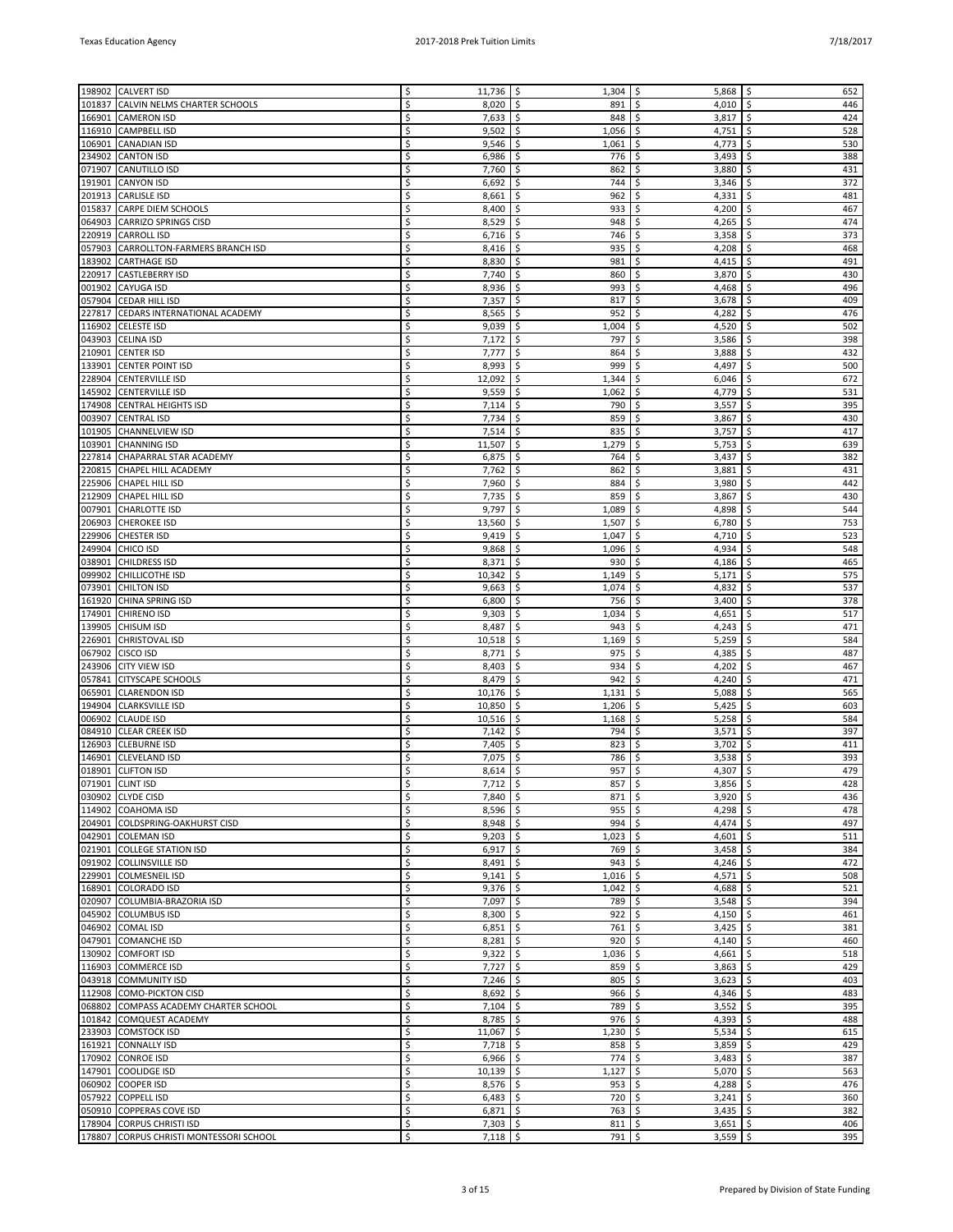| | | | | | |
|---|---|---|---|---|---|
| 198902 | CALVERT ISD | $ 11,736 | $ 1,304 | $ 5,868 | $ 652 |
| 101837 | CALVIN NELMS CHARTER SCHOOLS | $ 8,020 | $ 891 | $ 4,010 | $ 446 |
| 166901 | CAMERON ISD | $ 7,633 | $ 848 | $ 3,817 | $ 424 |
| 116910 | CAMPBELL ISD | $ 9,502 | $ 1,056 | $ 4,751 | $ 528 |
| 106901 | CANADIAN ISD | $ 9,546 | $ 1,061 | $ 4,773 | $ 530 |
| 234902 | CANTON ISD | $ 6,986 | $ 776 | $ 3,493 | $ 388 |
| 071907 | CANUTILLO ISD | $ 7,760 | $ 862 | $ 3,880 | $ 431 |
| 191901 | CANYON ISD | $ 6,692 | $ 744 | $ 3,346 | $ 372 |
| 201913 | CARLISLE ISD | $ 8,661 | $ 962 | $ 4,331 | $ 481 |
| 015837 | CARPE DIEM SCHOOLS | $ 8,400 | $ 933 | $ 4,200 | $ 467 |
| 064903 | CARRIZO SPRINGS CISD | $ 8,529 | $ 948 | $ 4,265 | $ 474 |
| 220919 | CARROLL ISD | $ 6,716 | $ 746 | $ 3,358 | $ 373 |
| 057903 | CARROLLTON-FARMERS BRANCH ISD | $ 8,416 | $ 935 | $ 4,208 | $ 468 |
| 183902 | CARTHAGE ISD | $ 8,830 | $ 981 | $ 4,415 | $ 491 |
| 220917 | CASTLEBERRY ISD | $ 7,740 | $ 860 | $ 3,870 | $ 430 |
| 001902 | CAYUGA ISD | $ 8,936 | $ 993 | $ 4,468 | $ 496 |
| 057904 | CEDAR HILL ISD | $ 7,357 | $ 817 | $ 3,678 | $ 409 |
| 227817 | CEDARS INTERNATIONAL ACADEMY | $ 8,565 | $ 952 | $ 4,282 | $ 476 |
| 116902 | CELESTE ISD | $ 9,039 | $ 1,004 | $ 4,520 | $ 502 |
| 043903 | CELINA ISD | $ 7,172 | $ 797 | $ 3,586 | $ 398 |
| 210901 | CENTER ISD | $ 7,777 | $ 864 | $ 3,888 | $ 432 |
| 133901 | CENTER POINT ISD | $ 8,993 | $ 999 | $ 4,497 | $ 500 |
| 228904 | CENTERVILLE ISD | $ 12,092 | $ 1,344 | $ 6,046 | $ 672 |
| 145902 | CENTERVILLE ISD | $ 9,559 | $ 1,062 | $ 4,779 | $ 531 |
| 174908 | CENTRAL HEIGHTS ISD | $ 7,114 | $ 790 | $ 3,557 | $ 395 |
| 003907 | CENTRAL ISD | $ 7,734 | $ 859 | $ 3,867 | $ 430 |
| 101905 | CHANNELVIEW ISD | $ 7,514 | $ 835 | $ 3,757 | $ 417 |
| 103901 | CHANNING ISD | $ 11,507 | $ 1,279 | $ 5,753 | $ 639 |
| 227814 | CHAPARRAL STAR ACADEMY | $ 6,875 | $ 764 | $ 3,437 | $ 382 |
| 220815 | CHAPEL HILL ACADEMY | $ 7,762 | $ 862 | $ 3,881 | $ 431 |
| 225906 | CHAPEL HILL ISD | $ 7,960 | $ 884 | $ 3,980 | $ 442 |
| 212909 | CHAPEL HILL ISD | $ 7,735 | $ 859 | $ 3,867 | $ 430 |
| 007901 | CHARLOTTE ISD | $ 9,797 | $ 1,089 | $ 4,898 | $ 544 |
| 206903 | CHEROKEE ISD | $ 13,560 | $ 1,507 | $ 6,780 | $ 753 |
| 229906 | CHESTER ISD | $ 9,419 | $ 1,047 | $ 4,710 | $ 523 |
| 249904 | CHICO ISD | $ 9,868 | $ 1,096 | $ 4,934 | $ 548 |
| 038901 | CHILDRESS ISD | $ 8,371 | $ 930 | $ 4,186 | $ 465 |
| 099902 | CHILLICOTHE ISD | $ 10,342 | $ 1,149 | $ 5,171 | $ 575 |
| 073901 | CHILTON ISD | $ 9,663 | $ 1,074 | $ 4,832 | $ 537 |
| 161920 | CHINA SPRING ISD | $ 6,800 | $ 756 | $ 3,400 | $ 378 |
| 174901 | CHIRENO ISD | $ 9,303 | $ 1,034 | $ 4,651 | $ 517 |
| 139905 | CHISUM ISD | $ 8,487 | $ 943 | $ 4,243 | $ 471 |
| 226901 | CHRISTOVAL ISD | $ 10,518 | $ 1,169 | $ 5,259 | $ 584 |
| 067902 | CISCO ISD | $ 8,771 | $ 975 | $ 4,385 | $ 487 |
| 243906 | CITY VIEW ISD | $ 8,403 | $ 934 | $ 4,202 | $ 467 |
| 057841 | CITYSCAPE SCHOOLS | $ 8,479 | $ 942 | $ 4,240 | $ 471 |
| 065901 | CLARENDON ISD | $ 10,176 | $ 1,131 | $ 5,088 | $ 565 |
| 194904 | CLARKSVILLE ISD | $ 10,850 | $ 1,206 | $ 5,425 | $ 603 |
| 006902 | CLAUDE ISD | $ 10,516 | $ 1,168 | $ 5,258 | $ 584 |
| 084910 | CLEAR CREEK ISD | $ 7,142 | $ 794 | $ 3,571 | $ 397 |
| 126903 | CLEBURNE ISD | $ 7,405 | $ 823 | $ 3,702 | $ 411 |
| 146901 | CLEVELAND ISD | $ 7,075 | $ 786 | $ 3,538 | $ 393 |
| 018901 | CLIFTON ISD | $ 8,614 | $ 957 | $ 4,307 | $ 479 |
| 071901 | CLINT ISD | $ 7,712 | $ 857 | $ 3,856 | $ 428 |
| 030902 | CLYDE CISD | $ 7,840 | $ 871 | $ 3,920 | $ 436 |
| 114902 | COAHOMA ISD | $ 8,596 | $ 955 | $ 4,298 | $ 478 |
| 204901 | COLDSPRING-OAKHURST CISD | $ 8,948 | $ 994 | $ 4,474 | $ 497 |
| 042901 | COLEMAN ISD | $ 9,203 | $ 1,023 | $ 4,601 | $ 511 |
| 021901 | COLLEGE STATION ISD | $ 6,917 | $ 769 | $ 3,458 | $ 384 |
| 091902 | COLLINSVILLE ISD | $ 8,491 | $ 943 | $ 4,246 | $ 472 |
| 229901 | COLMESNEIL ISD | $ 9,141 | $ 1,016 | $ 4,571 | $ 508 |
| 168901 | COLORADO ISD | $ 9,376 | $ 1,042 | $ 4,688 | $ 521 |
| 020907 | COLUMBIA-BRAZORIA ISD | $ 7,097 | $ 789 | $ 3,548 | $ 394 |
| 045902 | COLUMBUS ISD | $ 8,300 | $ 922 | $ 4,150 | $ 461 |
| 046902 | COMAL ISD | $ 6,851 | $ 761 | $ 3,425 | $ 381 |
| 047901 | COMANCHE ISD | $ 8,281 | $ 920 | $ 4,140 | $ 460 |
| 130902 | COMFORT ISD | $ 9,322 | $ 1,036 | $ 4,661 | $ 518 |
| 116903 | COMMERCE ISD | $ 7,727 | $ 859 | $ 3,863 | $ 429 |
| 043918 | COMMUNITY ISD | $ 7,246 | $ 805 | $ 3,623 | $ 403 |
| 112908 | COMO-PICKTON CISD | $ 8,692 | $ 966 | $ 4,346 | $ 483 |
| 068802 | COMPASS ACADEMY CHARTER SCHOOL | $ 7,104 | $ 789 | $ 3,552 | $ 395 |
| 101842 | COMQUEST ACADEMY | $ 8,785 | $ 976 | $ 4,393 | $ 488 |
| 233903 | COMSTOCK ISD | $ 11,067 | $ 1,230 | $ 5,534 | $ 615 |
| 161921 | CONNALLY ISD | $ 7,718 | $ 858 | $ 3,859 | $ 429 |
| 170902 | CONROE ISD | $ 6,966 | $ 774 | $ 3,483 | $ 387 |
| 147901 | COOLIDGE ISD | $ 10,139 | $ 1,127 | $ 5,070 | $ 563 |
| 060902 | COOPER ISD | $ 8,576 | $ 953 | $ 4,288 | $ 476 |
| 057922 | COPPELL ISD | $ 6,483 | $ 720 | $ 3,241 | $ 360 |
| 050910 | COPPERAS COVE ISD | $ 6,871 | $ 763 | $ 3,435 | $ 382 |
| 178904 | CORPUS CHRISTI ISD | $ 7,303 | $ 811 | $ 3,651 | $ 406 |
| 178807 | CORPUS CHRISTI MONTESSORI SCHOOL | $ 7,118 | $ 791 | $ 3,559 | $ 395 |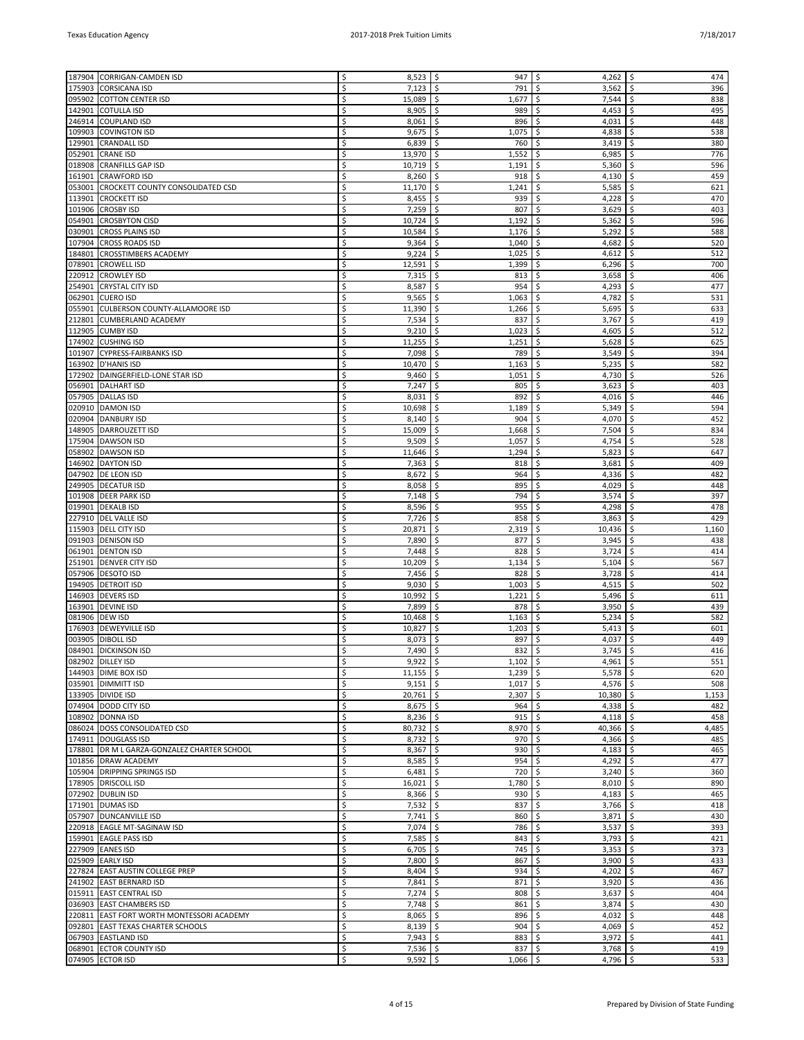| | | | | | |
|---|---|---|---|---|---|
| 187904 | CORRIGAN-CAMDEN ISD | $ 8,523 | $ 947 | $ 4,262 | $ 474 |
| 175903 | CORSICANA ISD | $ 7,123 | $ 791 | $ 3,562 | $ 396 |
| 095902 | COTTON CENTER ISD | $ 15,089 | $ 1,677 | $ 7,544 | $ 838 |
| 142901 | COTULLA ISD | $ 8,905 | $ 989 | $ 4,453 | $ 495 |
| 246914 | COUPLAND ISD | $ 8,061 | $ 896 | $ 4,031 | $ 448 |
| 109903 | COVINGTON ISD | $ 9,675 | $ 1,075 | $ 4,838 | $ 538 |
| 129901 | CRANDALL ISD | $ 6,839 | $ 760 | $ 3,419 | $ 380 |
| 052901 | CRANE ISD | $ 13,970 | $ 1,552 | $ 6,985 | $ 776 |
| 018908 | CRANFILLS GAP ISD | $ 10,719 | $ 1,191 | $ 5,360 | $ 596 |
| 161901 | CRAWFORD ISD | $ 8,260 | $ 918 | $ 4,130 | $ 459 |
| 053001 | CROCKETT COUNTY CONSOLIDATED CSD | $ 11,170 | $ 1,241 | $ 5,585 | $ 621 |
| 113901 | CROCKETT ISD | $ 8,455 | $ 939 | $ 4,228 | $ 470 |
| 101906 | CROSBY ISD | $ 7,259 | $ 807 | $ 3,629 | $ 403 |
| 054901 | CROSBYTON CISD | $ 10,724 | $ 1,192 | $ 5,362 | $ 596 |
| 030901 | CROSS PLAINS ISD | $ 10,584 | $ 1,176 | $ 5,292 | $ 588 |
| 107904 | CROSS ROADS ISD | $ 9,364 | $ 1,040 | $ 4,682 | $ 520 |
| 184801 | CROSSTIMBERS ACADEMY | $ 9,224 | $ 1,025 | $ 4,612 | $ 512 |
| 078901 | CROWELL ISD | $ 12,591 | $ 1,399 | $ 6,296 | $ 700 |
| 220912 | CROWLEY ISD | $ 7,315 | $ 813 | $ 3,658 | $ 406 |
| 254901 | CRYSTAL CITY ISD | $ 8,587 | $ 954 | $ 4,293 | $ 477 |
| 062901 | CUERO ISD | $ 9,565 | $ 1,063 | $ 4,782 | $ 531 |
| 055901 | CULBERSON COUNTY-ALLAMOORE ISD | $ 11,390 | $ 1,266 | $ 5,695 | $ 633 |
| 212801 | CUMBERLAND ACADEMY | $ 7,534 | $ 837 | $ 3,767 | $ 419 |
| 112905 | CUMBY ISD | $ 9,210 | $ 1,023 | $ 4,605 | $ 512 |
| 174902 | CUSHING ISD | $ 11,255 | $ 1,251 | $ 5,628 | $ 625 |
| 101907 | CYPRESS-FAIRBANKS ISD | $ 7,098 | $ 789 | $ 3,549 | $ 394 |
| 163902 | D'HANIS ISD | $ 10,470 | $ 1,163 | $ 5,235 | $ 582 |
| 172902 | DAINGERFIELD-LONE STAR ISD | $ 9,460 | $ 1,051 | $ 4,730 | $ 526 |
| 056901 | DALHART ISD | $ 7,247 | $ 805 | $ 3,623 | $ 403 |
| 057905 | DALLAS ISD | $ 8,031 | $ 892 | $ 4,016 | $ 446 |
| 020910 | DAMON ISD | $ 10,698 | $ 1,189 | $ 5,349 | $ 594 |
| 020904 | DANBURY ISD | $ 8,140 | $ 904 | $ 4,070 | $ 452 |
| 148905 | DARROUZETT ISD | $ 15,009 | $ 1,668 | $ 7,504 | $ 834 |
| 175904 | DAWSON ISD | $ 9,509 | $ 1,057 | $ 4,754 | $ 528 |
| 058902 | DAWSON ISD | $ 11,646 | $ 1,294 | $ 5,823 | $ 647 |
| 146902 | DAYTON ISD | $ 7,363 | $ 818 | $ 3,681 | $ 409 |
| 047902 | DE LEON ISD | $ 8,672 | $ 964 | $ 4,336 | $ 482 |
| 249905 | DECATUR ISD | $ 8,058 | $ 895 | $ 4,029 | $ 448 |
| 101908 | DEER PARK ISD | $ 7,148 | $ 794 | $ 3,574 | $ 397 |
| 019901 | DEKALB ISD | $ 8,596 | $ 955 | $ 4,298 | $ 478 |
| 227910 | DEL VALLE ISD | $ 7,726 | $ 858 | $ 3,863 | $ 429 |
| 115903 | DELL CITY ISD | $ 20,871 | $ 2,319 | $ 10,436 | $ 1,160 |
| 091903 | DENISON ISD | $ 7,890 | $ 877 | $ 3,945 | $ 438 |
| 061901 | DENTON ISD | $ 7,448 | $ 828 | $ 3,724 | $ 414 |
| 251901 | DENVER CITY ISD | $ 10,209 | $ 1,134 | $ 5,104 | $ 567 |
| 057906 | DESOTO ISD | $ 7,456 | $ 828 | $ 3,728 | $ 414 |
| 194905 | DETROIT ISD | $ 9,030 | $ 1,003 | $ 4,515 | $ 502 |
| 146903 | DEVERS ISD | $ 10,992 | $ 1,221 | $ 5,496 | $ 611 |
| 163901 | DEVINE ISD | $ 7,899 | $ 878 | $ 3,950 | $ 439 |
| 081906 | DEW ISD | $ 10,468 | $ 1,163 | $ 5,234 | $ 582 |
| 176903 | DEWEYVILLE ISD | $ 10,827 | $ 1,203 | $ 5,413 | $ 601 |
| 003905 | DIBOLL ISD | $ 8,073 | $ 897 | $ 4,037 | $ 449 |
| 084901 | DICKINSON ISD | $ 7,490 | $ 832 | $ 3,745 | $ 416 |
| 082902 | DILLEY ISD | $ 9,922 | $ 1,102 | $ 4,961 | $ 551 |
| 144903 | DIME BOX ISD | $ 11,155 | $ 1,239 | $ 5,578 | $ 620 |
| 035901 | DIMMITT ISD | $ 9,151 | $ 1,017 | $ 4,576 | $ 508 |
| 133905 | DIVIDE ISD | $ 20,761 | $ 2,307 | $ 10,380 | $ 1,153 |
| 074904 | DODD CITY ISD | $ 8,675 | $ 964 | $ 4,338 | $ 482 |
| 108902 | DONNA ISD | $ 8,236 | $ 915 | $ 4,118 | $ 458 |
| 086024 | DOSS CONSOLIDATED CSD | $ 80,732 | $ 8,970 | $ 40,366 | $ 4,485 |
| 174911 | DOUGLASS ISD | $ 8,732 | $ 970 | $ 4,366 | $ 485 |
| 178801 | DR M L GARZA-GONZALEZ CHARTER SCHOOL | $ 8,367 | $ 930 | $ 4,183 | $ 465 |
| 101856 | DRAW ACADEMY | $ 8,585 | $ 954 | $ 4,292 | $ 477 |
| 105904 | DRIPPING SPRINGS ISD | $ 6,481 | $ 720 | $ 3,240 | $ 360 |
| 178905 | DRISCOLL ISD | $ 16,021 | $ 1,780 | $ 8,010 | $ 890 |
| 072902 | DUBLIN ISD | $ 8,366 | $ 930 | $ 4,183 | $ 465 |
| 171901 | DUMAS ISD | $ 7,532 | $ 837 | $ 3,766 | $ 418 |
| 057907 | DUNCANVILLE ISD | $ 7,741 | $ 860 | $ 3,871 | $ 430 |
| 220918 | EAGLE MT-SAGINAW ISD | $ 7,074 | $ 786 | $ 3,537 | $ 393 |
| 159901 | EAGLE PASS ISD | $ 7,585 | $ 843 | $ 3,793 | $ 421 |
| 227909 | EANES ISD | $ 6,705 | $ 745 | $ 3,353 | $ 373 |
| 025909 | EARLY ISD | $ 7,800 | $ 867 | $ 3,900 | $ 433 |
| 227824 | EAST AUSTIN COLLEGE PREP | $ 8,404 | $ 934 | $ 4,202 | $ 467 |
| 241902 | EAST BERNARD ISD | $ 7,841 | $ 871 | $ 3,920 | $ 436 |
| 015911 | EAST CENTRAL ISD | $ 7,274 | $ 808 | $ 3,637 | $ 404 |
| 036903 | EAST CHAMBERS ISD | $ 7,748 | $ 861 | $ 3,874 | $ 430 |
| 220811 | EAST FORT WORTH MONTESSORI ACADEMY | $ 8,065 | $ 896 | $ 4,032 | $ 448 |
| 092801 | EAST TEXAS CHARTER SCHOOLS | $ 8,139 | $ 904 | $ 4,069 | $ 452 |
| 067903 | EASTLAND ISD | $ 7,943 | $ 883 | $ 3,972 | $ 441 |
| 068901 | ECTOR COUNTY ISD | $ 7,536 | $ 837 | $ 3,768 | $ 419 |
| 074905 | ECTOR ISD | $ 9,592 | $ 1,066 | $ 4,796 | $ 533 |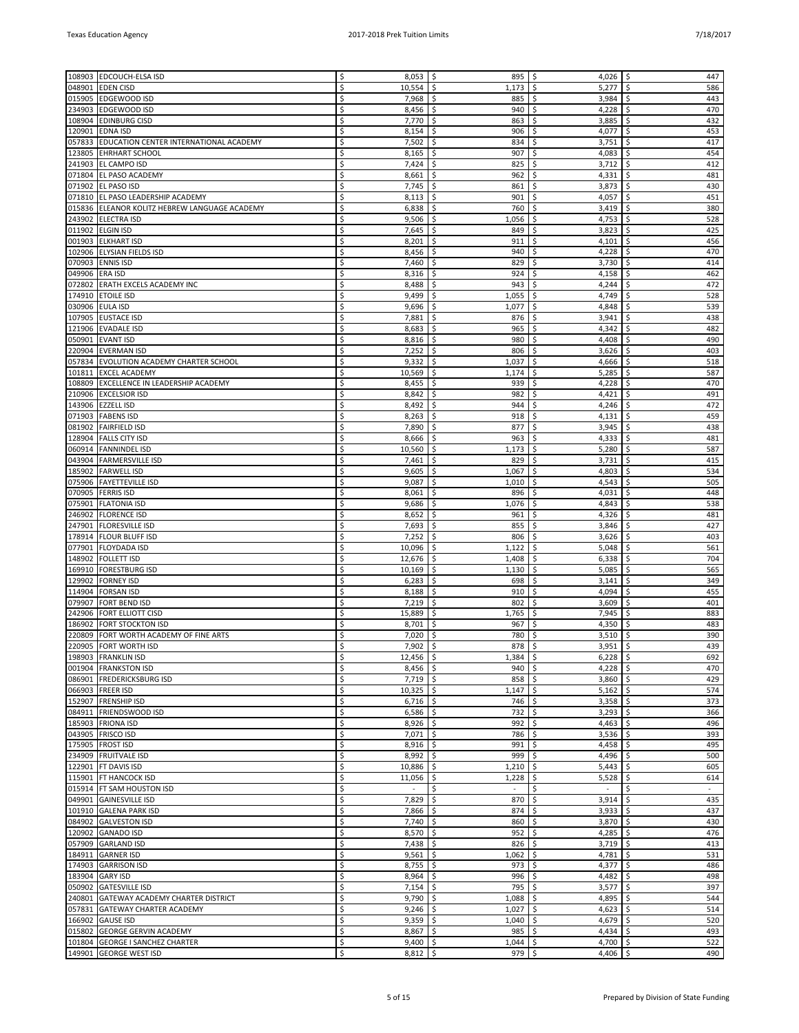| | | | | | |
|---|---|---|---|---|---|
| 108903 | EDCOUCH-ELSA ISD | $ 8,053 | $ 895 | $ 4,026 | $ 447 |
| 048901 | EDEN CISD | $ 10,554 | $ 1,173 | $ 5,277 | $ 586 |
| 015905 | EDGEWOOD ISD | $ 7,968 | $ 885 | $ 3,984 | $ 443 |
| 234903 | EDGEWOOD ISD | $ 8,456 | $ 940 | $ 4,228 | $ 470 |
| 108904 | EDINBURG CISD | $ 7,770 | $ 863 | $ 3,885 | $ 432 |
| 120901 | EDNA ISD | $ 8,154 | $ 906 | $ 4,077 | $ 453 |
| 057833 | EDUCATION CENTER INTERNATIONAL ACADEMY | $ 7,502 | $ 834 | $ 3,751 | $ 417 |
| 123805 | EHRHART SCHOOL | $ 8,165 | $ 907 | $ 4,083 | $ 454 |
| 241903 | EL CAMPO ISD | $ 7,424 | $ 825 | $ 3,712 | $ 412 |
| 071804 | EL PASO ACADEMY | $ 8,661 | $ 962 | $ 4,331 | $ 481 |
| 071902 | EL PASO ISD | $ 7,745 | $ 861 | $ 3,873 | $ 430 |
| 071810 | EL PASO LEADERSHIP ACADEMY | $ 8,113 | $ 901 | $ 4,057 | $ 451 |
| 015836 | ELEANOR KOLITZ HEBREW LANGUAGE ACADEMY | $ 6,838 | $ 760 | $ 3,419 | $ 380 |
| 243902 | ELECTRA ISD | $ 9,506 | $ 1,056 | $ 4,753 | $ 528 |
| 011902 | ELGIN ISD | $ 7,645 | $ 849 | $ 3,823 | $ 425 |
| 001903 | ELKHART ISD | $ 8,201 | $ 911 | $ 4,101 | $ 456 |
| 102906 | ELYSIAN FIELDS ISD | $ 8,456 | $ 940 | $ 4,228 | $ 470 |
| 070903 | ENNIS ISD | $ 7,460 | $ 829 | $ 3,730 | $ 414 |
| 049906 | ERA ISD | $ 8,316 | $ 924 | $ 4,158 | $ 462 |
| 072802 | ERATH EXCELS ACADEMY INC | $ 8,488 | $ 943 | $ 4,244 | $ 472 |
| 174910 | ETOILE ISD | $ 9,499 | $ 1,055 | $ 4,749 | $ 528 |
| 030906 | EULA ISD | $ 9,696 | $ 1,077 | $ 4,848 | $ 539 |
| 107905 | EUSTACE ISD | $ 7,881 | $ 876 | $ 3,941 | $ 438 |
| 121906 | EVADALE ISD | $ 8,683 | $ 965 | $ 4,342 | $ 482 |
| 050901 | EVANT ISD | $ 8,816 | $ 980 | $ 4,408 | $ 490 |
| 220904 | EVERMAN ISD | $ 7,252 | $ 806 | $ 3,626 | $ 403 |
| 057834 | EVOLUTION ACADEMY CHARTER SCHOOL | $ 9,332 | $ 1,037 | $ 4,666 | $ 518 |
| 101811 | EXCEL ACADEMY | $ 10,569 | $ 1,174 | $ 5,285 | $ 587 |
| 108809 | EXCELLENCE IN LEADERSHIP ACADEMY | $ 8,455 | $ 939 | $ 4,228 | $ 470 |
| 210906 | EXCELSIOR ISD | $ 8,842 | $ 982 | $ 4,421 | $ 491 |
| 143906 | EZZELL ISD | $ 8,492 | $ 944 | $ 4,246 | $ 472 |
| 071903 | FABENS ISD | $ 8,263 | $ 918 | $ 4,131 | $ 459 |
| 081902 | FAIRFIELD ISD | $ 7,890 | $ 877 | $ 3,945 | $ 438 |
| 128904 | FALLS CITY ISD | $ 8,666 | $ 963 | $ 4,333 | $ 481 |
| 060914 | FANNINDEL ISD | $ 10,560 | $ 1,173 | $ 5,280 | $ 587 |
| 043904 | FARMERSVILLE ISD | $ 7,461 | $ 829 | $ 3,731 | $ 415 |
| 185902 | FARWELL ISD | $ 9,605 | $ 1,067 | $ 4,803 | $ 534 |
| 075906 | FAYETTEVILLE ISD | $ 9,087 | $ 1,010 | $ 4,543 | $ 505 |
| 070905 | FERRIS ISD | $ 8,061 | $ 896 | $ 4,031 | $ 448 |
| 075901 | FLATONIA ISD | $ 9,686 | $ 1,076 | $ 4,843 | $ 538 |
| 246902 | FLORENCE ISD | $ 8,652 | $ 961 | $ 4,326 | $ 481 |
| 247901 | FLORESVILLE ISD | $ 7,693 | $ 855 | $ 3,846 | $ 427 |
| 178914 | FLOUR BLUFF ISD | $ 7,252 | $ 806 | $ 3,626 | $ 403 |
| 077901 | FLOYDADA ISD | $ 10,096 | $ 1,122 | $ 5,048 | $ 561 |
| 148902 | FOLLETT ISD | $ 12,676 | $ 1,408 | $ 6,338 | $ 704 |
| 169910 | FORESTBURG ISD | $ 10,169 | $ 1,130 | $ 5,085 | $ 565 |
| 129902 | FORNEY ISD | $ 6,283 | $ 698 | $ 3,141 | $ 349 |
| 114904 | FORSAN ISD | $ 8,188 | $ 910 | $ 4,094 | $ 455 |
| 079907 | FORT BEND ISD | $ 7,219 | $ 802 | $ 3,609 | $ 401 |
| 242906 | FORT ELLIOTT CISD | $ 15,889 | $ 1,765 | $ 7,945 | $ 883 |
| 186902 | FORT STOCKTON ISD | $ 8,701 | $ 967 | $ 4,350 | $ 483 |
| 220809 | FORT WORTH ACADEMY OF FINE ARTS | $ 7,020 | $ 780 | $ 3,510 | $ 390 |
| 220905 | FORT WORTH ISD | $ 7,902 | $ 878 | $ 3,951 | $ 439 |
| 198903 | FRANKLIN ISD | $ 12,456 | $ 1,384 | $ 6,228 | $ 692 |
| 001904 | FRANKSTON ISD | $ 8,456 | $ 940 | $ 4,228 | $ 470 |
| 086901 | FREDERICKSBURG ISD | $ 7,719 | $ 858 | $ 3,860 | $ 429 |
| 066903 | FREER ISD | $ 10,325 | $ 1,147 | $ 5,162 | $ 574 |
| 152907 | FRENSHIP ISD | $ 6,716 | $ 746 | $ 3,358 | $ 373 |
| 084911 | FRIENDSWOOD ISD | $ 6,586 | $ 732 | $ 3,293 | $ 366 |
| 185903 | FRIONA ISD | $ 8,926 | $ 992 | $ 4,463 | $ 496 |
| 043905 | FRISCO ISD | $ 7,071 | $ 786 | $ 3,536 | $ 393 |
| 175905 | FROST ISD | $ 8,916 | $ 991 | $ 4,458 | $ 495 |
| 234909 | FRUITVALE ISD | $ 8,992 | $ 999 | $ 4,496 | $ 500 |
| 122901 | FT DAVIS ISD | $ 10,886 | $ 1,210 | $ 5,443 | $ 605 |
| 115901 | FT HANCOCK ISD | $ 11,056 | $ 1,228 | $ 5,528 | $ 614 |
| 015914 | FT SAM HOUSTON ISD | $ - | $ - | $ - | $ - |
| 049901 | GAINESVILLE ISD | $ 7,829 | $ 870 | $ 3,914 | $ 435 |
| 101910 | GALENA PARK ISD | $ 7,866 | $ 874 | $ 3,933 | $ 437 |
| 084902 | GALVESTON ISD | $ 7,740 | $ 860 | $ 3,870 | $ 430 |
| 120902 | GANADO ISD | $ 8,570 | $ 952 | $ 4,285 | $ 476 |
| 057909 | GARLAND ISD | $ 7,438 | $ 826 | $ 3,719 | $ 413 |
| 184911 | GARNER ISD | $ 9,561 | $ 1,062 | $ 4,781 | $ 531 |
| 174903 | GARRISON ISD | $ 8,755 | $ 973 | $ 4,377 | $ 486 |
| 183904 | GARY ISD | $ 8,964 | $ 996 | $ 4,482 | $ 498 |
| 050902 | GATESVILLE ISD | $ 7,154 | $ 795 | $ 3,577 | $ 397 |
| 240801 | GATEWAY ACADEMY CHARTER DISTRICT | $ 9,790 | $ 1,088 | $ 4,895 | $ 544 |
| 057831 | GATEWAY CHARTER ACADEMY | $ 9,246 | $ 1,027 | $ 4,623 | $ 514 |
| 166902 | GAUSE ISD | $ 9,359 | $ 1,040 | $ 4,679 | $ 520 |
| 015802 | GEORGE GERVIN ACADEMY | $ 8,867 | $ 985 | $ 4,434 | $ 493 |
| 101804 | GEORGE I SANCHEZ CHARTER | $ 9,400 | $ 1,044 | $ 4,700 | $ 522 |
| 149901 | GEORGE WEST ISD | $ 8,812 | $ 979 | $ 4,406 | $ 490 |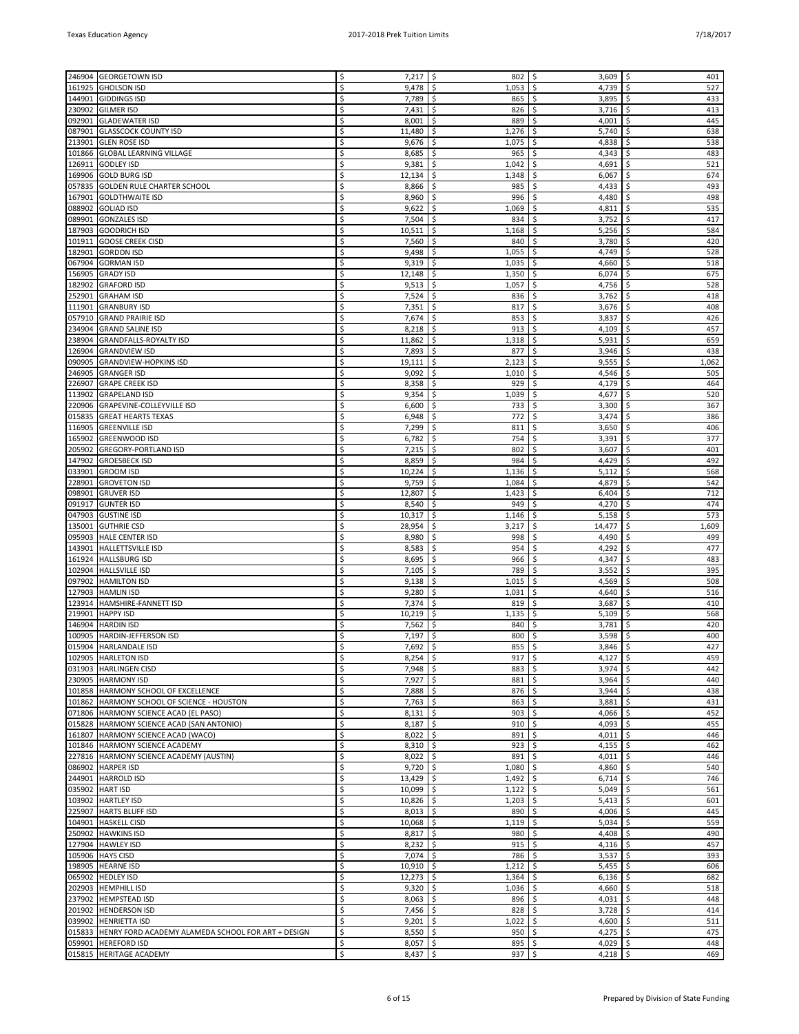| | | | | | |
|---|---|---|---|---|---|
| 246904 | GEORGETOWN ISD | $ 7,217 | $ 802 | $ 3,609 | $ 401 |
| 161925 | GHOLSON ISD | $ 9,478 | $ 1,053 | $ 4,739 | $ 527 |
| 144901 | GIDDINGS ISD | $ 7,789 | $ 865 | $ 3,895 | $ 433 |
| 230902 | GILMER ISD | $ 7,431 | $ 826 | $ 3,716 | $ 413 |
| 092901 | GLADEWATER ISD | $ 8,001 | $ 889 | $ 4,001 | $ 445 |
| 087901 | GLASSCOCK COUNTY ISD | $ 11,480 | $ 1,276 | $ 5,740 | $ 638 |
| 213901 | GLEN ROSE ISD | $ 9,676 | $ 1,075 | $ 4,838 | $ 538 |
| 101866 | GLOBAL LEARNING VILLAGE | $ 8,685 | $ 965 | $ 4,343 | $ 483 |
| 126911 | GODLEY ISD | $ 9,381 | $ 1,042 | $ 4,691 | $ 521 |
| 169906 | GOLD BURG ISD | $ 12,134 | $ 1,348 | $ 6,067 | $ 674 |
| 057835 | GOLDEN RULE CHARTER SCHOOL | $ 8,866 | $ 985 | $ 4,433 | $ 493 |
| 167901 | GOLDTHWAITE ISD | $ 8,960 | $ 996 | $ 4,480 | $ 498 |
| 088902 | GOLIAD ISD | $ 9,622 | $ 1,069 | $ 4,811 | $ 535 |
| 089901 | GONZALES ISD | $ 7,504 | $ 834 | $ 3,752 | $ 417 |
| 187903 | GOODRICH ISD | $ 10,511 | $ 1,168 | $ 5,256 | $ 584 |
| 101911 | GOOSE CREEK CISD | $ 7,560 | $ 840 | $ 3,780 | $ 420 |
| 182901 | GORDON ISD | $ 9,498 | $ 1,055 | $ 4,749 | $ 528 |
| 067904 | GORMAN ISD | $ 9,319 | $ 1,035 | $ 4,660 | $ 518 |
| 156905 | GRADY ISD | $ 12,148 | $ 1,350 | $ 6,074 | $ 675 |
| 182902 | GRAFORD ISD | $ 9,513 | $ 1,057 | $ 4,756 | $ 528 |
| 252901 | GRAHAM ISD | $ 7,524 | $ 836 | $ 3,762 | $ 418 |
| 111901 | GRANBURY ISD | $ 7,351 | $ 817 | $ 3,676 | $ 408 |
| 057910 | GRAND PRAIRIE ISD | $ 7,674 | $ 853 | $ 3,837 | $ 426 |
| 234904 | GRAND SALINE ISD | $ 8,218 | $ 913 | $ 4,109 | $ 457 |
| 238904 | GRANDFALLS-ROYALTY ISD | $ 11,862 | $ 1,318 | $ 5,931 | $ 659 |
| 126904 | GRANDVIEW ISD | $ 7,893 | $ 877 | $ 3,946 | $ 438 |
| 090905 | GRANDVIEW-HOPKINS ISD | $ 19,111 | $ 2,123 | $ 9,555 | $ 1,062 |
| 246905 | GRANGER ISD | $ 9,092 | $ 1,010 | $ 4,546 | $ 505 |
| 226907 | GRAPE CREEK ISD | $ 8,358 | $ 929 | $ 4,179 | $ 464 |
| 113902 | GRAPELAND ISD | $ 9,354 | $ 1,039 | $ 4,677 | $ 520 |
| 220906 | GRAPEVINE-COLLEYVILLE ISD | $ 6,600 | $ 733 | $ 3,300 | $ 367 |
| 015835 | GREAT HEARTS TEXAS | $ 6,948 | $ 772 | $ 3,474 | $ 386 |
| 116905 | GREENVILLE ISD | $ 7,299 | $ 811 | $ 3,650 | $ 406 |
| 165902 | GREENWOOD ISD | $ 6,782 | $ 754 | $ 3,391 | $ 377 |
| 205902 | GREGORY-PORTLAND ISD | $ 7,215 | $ 802 | $ 3,607 | $ 401 |
| 147902 | GROESBECK ISD | $ 8,859 | $ 984 | $ 4,429 | $ 492 |
| 033901 | GROOM ISD | $ 10,224 | $ 1,136 | $ 5,112 | $ 568 |
| 228901 | GROVETON ISD | $ 9,759 | $ 1,084 | $ 4,879 | $ 542 |
| 098901 | GRUVER ISD | $ 12,807 | $ 1,423 | $ 6,404 | $ 712 |
| 091917 | GUNTER ISD | $ 8,540 | $ 949 | $ 4,270 | $ 474 |
| 047903 | GUSTINE ISD | $ 10,317 | $ 1,146 | $ 5,158 | $ 573 |
| 135001 | GUTHRIE CSD | $ 28,954 | $ 3,217 | $ 14,477 | $ 1,609 |
| 095903 | HALE CENTER ISD | $ 8,980 | $ 998 | $ 4,490 | $ 499 |
| 143901 | HALLETTSVILLE ISD | $ 8,583 | $ 954 | $ 4,292 | $ 477 |
| 161924 | HALLSBURG ISD | $ 8,695 | $ 966 | $ 4,347 | $ 483 |
| 102904 | HALLSVILLE ISD | $ 7,105 | $ 789 | $ 3,552 | $ 395 |
| 097902 | HAMILTON ISD | $ 9,138 | $ 1,015 | $ 4,569 | $ 508 |
| 127903 | HAMLIN ISD | $ 9,280 | $ 1,031 | $ 4,640 | $ 516 |
| 123914 | HAMSHIRE-FANNETT ISD | $ 7,374 | $ 819 | $ 3,687 | $ 410 |
| 219901 | HAPPY ISD | $ 10,219 | $ 1,135 | $ 5,109 | $ 568 |
| 146904 | HARDIN ISD | $ 7,562 | $ 840 | $ 3,781 | $ 420 |
| 100905 | HARDIN-JEFFERSON ISD | $ 7,197 | $ 800 | $ 3,598 | $ 400 |
| 015904 | HARLANDALE ISD | $ 7,692 | $ 855 | $ 3,846 | $ 427 |
| 102905 | HARLETON ISD | $ 8,254 | $ 917 | $ 4,127 | $ 459 |
| 031903 | HARLINGEN CISD | $ 7,948 | $ 883 | $ 3,974 | $ 442 |
| 230905 | HARMONY ISD | $ 7,927 | $ 881 | $ 3,964 | $ 440 |
| 101858 | HARMONY SCHOOL OF EXCELLENCE | $ 7,888 | $ 876 | $ 3,944 | $ 438 |
| 101862 | HARMONY SCHOOL OF SCIENCE - HOUSTON | $ 7,763 | $ 863 | $ 3,881 | $ 431 |
| 071806 | HARMONY SCIENCE ACAD (EL PASO) | $ 8,131 | $ 903 | $ 4,066 | $ 452 |
| 015828 | HARMONY SCIENCE ACAD (SAN ANTONIO) | $ 8,187 | $ 910 | $ 4,093 | $ 455 |
| 161807 | HARMONY SCIENCE ACAD (WACO) | $ 8,022 | $ 891 | $ 4,011 | $ 446 |
| 101846 | HARMONY SCIENCE ACADEMY | $ 8,310 | $ 923 | $ 4,155 | $ 462 |
| 227816 | HARMONY SCIENCE ACADEMY (AUSTIN) | $ 8,022 | $ 891 | $ 4,011 | $ 446 |
| 086902 | HARPER ISD | $ 9,720 | $ 1,080 | $ 4,860 | $ 540 |
| 244901 | HARROLD ISD | $ 13,429 | $ 1,492 | $ 6,714 | $ 746 |
| 035902 | HART ISD | $ 10,099 | $ 1,122 | $ 5,049 | $ 561 |
| 103902 | HARTLEY ISD | $ 10,826 | $ 1,203 | $ 5,413 | $ 601 |
| 225907 | HARTS BLUFF ISD | $ 8,013 | $ 890 | $ 4,006 | $ 445 |
| 104901 | HASKELL CISD | $ 10,068 | $ 1,119 | $ 5,034 | $ 559 |
| 250902 | HAWKINS ISD | $ 8,817 | $ 980 | $ 4,408 | $ 490 |
| 127904 | HAWLEY ISD | $ 8,232 | $ 915 | $ 4,116 | $ 457 |
| 105906 | HAYS CISD | $ 7,074 | $ 786 | $ 3,537 | $ 393 |
| 198905 | HEARNE ISD | $ 10,910 | $ 1,212 | $ 5,455 | $ 606 |
| 065902 | HEDLEY ISD | $ 12,273 | $ 1,364 | $ 6,136 | $ 682 |
| 202903 | HEMPHILL ISD | $ 9,320 | $ 1,036 | $ 4,660 | $ 518 |
| 237902 | HEMPSTEAD ISD | $ 8,063 | $ 896 | $ 4,031 | $ 448 |
| 201902 | HENDERSON ISD | $ 7,456 | $ 828 | $ 3,728 | $ 414 |
| 039902 | HENRIETTA ISD | $ 9,201 | $ 1,022 | $ 4,600 | $ 511 |
| 015833 | HENRY FORD ACADEMY ALAMEDA SCHOOL FOR ART + DESIGN | $ 8,550 | $ 950 | $ 4,275 | $ 475 |
| 059901 | HEREFORD ISD | $ 8,057 | $ 895 | $ 4,029 | $ 448 |
| 015815 | HERITAGE ACADEMY | $ 8,437 | $ 937 | $ 4,218 | $ 469 |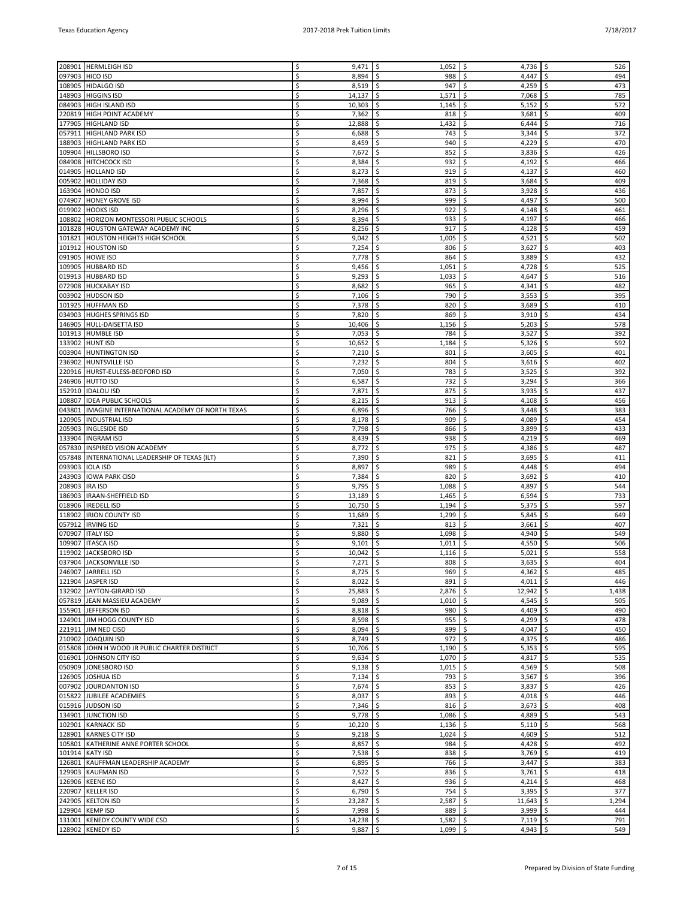| | | | | | |
|---|---|---|---|---|---|
| 208901 | HERMLEIGH ISD | $ 9,471 | $ 1,052 | $ 4,736 | $ 526 |
| 097903 | HICO ISD | $ 8,894 | $ 988 | $ 4,447 | $ 494 |
| 108905 | HIDALGO ISD | $ 8,519 | $ 947 | $ 4,259 | $ 473 |
| 148903 | HIGGINS ISD | $ 14,137 | $ 1,571 | $ 7,068 | $ 785 |
| 084903 | HIGH ISLAND ISD | $ 10,303 | $ 1,145 | $ 5,152 | $ 572 |
| 220819 | HIGH POINT ACADEMY | $ 7,362 | $ 818 | $ 3,681 | $ 409 |
| 177905 | HIGHLAND ISD | $ 12,888 | $ 1,432 | $ 6,444 | $ 716 |
| 057911 | HIGHLAND PARK ISD | $ 6,688 | $ 743 | $ 3,344 | $ 372 |
| 188903 | HIGHLAND PARK ISD | $ 8,459 | $ 940 | $ 4,229 | $ 470 |
| 109904 | HILLSBORO ISD | $ 7,672 | $ 852 | $ 3,836 | $ 426 |
| 084908 | HITCHCOCK ISD | $ 8,384 | $ 932 | $ 4,192 | $ 466 |
| 014905 | HOLLAND ISD | $ 8,273 | $ 919 | $ 4,137 | $ 460 |
| 005902 | HOLLIDAY ISD | $ 7,368 | $ 819 | $ 3,684 | $ 409 |
| 163904 | HONDO ISD | $ 7,857 | $ 873 | $ 3,928 | $ 436 |
| 074907 | HONEY GROVE ISD | $ 8,994 | $ 999 | $ 4,497 | $ 500 |
| 019902 | HOOKS ISD | $ 8,296 | $ 922 | $ 4,148 | $ 461 |
| 108802 | HORIZON MONTESSORI PUBLIC SCHOOLS | $ 8,394 | $ 933 | $ 4,197 | $ 466 |
| 101828 | HOUSTON GATEWAY ACADEMY INC | $ 8,256 | $ 917 | $ 4,128 | $ 459 |
| 101821 | HOUSTON HEIGHTS HIGH SCHOOL | $ 9,042 | $ 1,005 | $ 4,521 | $ 502 |
| 101912 | HOUSTON ISD | $ 7,254 | $ 806 | $ 3,627 | $ 403 |
| 091905 | HOWE ISD | $ 7,778 | $ 864 | $ 3,889 | $ 432 |
| 109905 | HUBBARD ISD | $ 9,456 | $ 1,051 | $ 4,728 | $ 525 |
| 019913 | HUBBARD ISD | $ 9,293 | $ 1,033 | $ 4,647 | $ 516 |
| 072908 | HUCKABAY ISD | $ 8,682 | $ 965 | $ 4,341 | $ 482 |
| 003902 | HUDSON ISD | $ 7,106 | $ 790 | $ 3,553 | $ 395 |
| 101925 | HUFFMAN ISD | $ 7,378 | $ 820 | $ 3,689 | $ 410 |
| 034903 | HUGHES SPRINGS ISD | $ 7,820 | $ 869 | $ 3,910 | $ 434 |
| 146905 | HULL-DAISETTA ISD | $ 10,406 | $ 1,156 | $ 5,203 | $ 578 |
| 101913 | HUMBLE ISD | $ 7,053 | $ 784 | $ 3,527 | $ 392 |
| 133902 | HUNT ISD | $ 10,652 | $ 1,184 | $ 5,326 | $ 592 |
| 003904 | HUNTINGTON ISD | $ 7,210 | $ 801 | $ 3,605 | $ 401 |
| 236902 | HUNTSVILLE ISD | $ 7,232 | $ 804 | $ 3,616 | $ 402 |
| 220916 | HURST-EULESS-BEDFORD ISD | $ 7,050 | $ 783 | $ 3,525 | $ 392 |
| 246906 | HUTTO ISD | $ 6,587 | $ 732 | $ 3,294 | $ 366 |
| 152910 | IDALOU ISD | $ 7,871 | $ 875 | $ 3,935 | $ 437 |
| 108807 | IDEA PUBLIC SCHOOLS | $ 8,215 | $ 913 | $ 4,108 | $ 456 |
| 043801 | IMAGINE INTERNATIONAL ACADEMY OF NORTH TEXAS | $ 6,896 | $ 766 | $ 3,448 | $ 383 |
| 120905 | INDUSTRIAL ISD | $ 8,178 | $ 909 | $ 4,089 | $ 454 |
| 205903 | INGLESIDE ISD | $ 7,798 | $ 866 | $ 3,899 | $ 433 |
| 133904 | INGRAM ISD | $ 8,439 | $ 938 | $ 4,219 | $ 469 |
| 057830 | INSPIRED VISION ACADEMY | $ 8,772 | $ 975 | $ 4,386 | $ 487 |
| 057848 | INTERNATIONAL LEADERSHIP OF TEXAS (ILT) | $ 7,390 | $ 821 | $ 3,695 | $ 411 |
| 093903 | IOLA ISD | $ 8,897 | $ 989 | $ 4,448 | $ 494 |
| 243903 | IOWA PARK CISD | $ 7,384 | $ 820 | $ 3,692 | $ 410 |
| 208903 | IRA ISD | $ 9,795 | $ 1,088 | $ 4,897 | $ 544 |
| 186903 | IRAAN-SHEFFIELD ISD | $ 13,189 | $ 1,465 | $ 6,594 | $ 733 |
| 018906 | IREDELL ISD | $ 10,750 | $ 1,194 | $ 5,375 | $ 597 |
| 118902 | IRION COUNTY ISD | $ 11,689 | $ 1,299 | $ 5,845 | $ 649 |
| 057912 | IRVING ISD | $ 7,321 | $ 813 | $ 3,661 | $ 407 |
| 070907 | ITALY ISD | $ 9,880 | $ 1,098 | $ 4,940 | $ 549 |
| 109907 | ITASCA ISD | $ 9,101 | $ 1,011 | $ 4,550 | $ 506 |
| 119902 | JACKSBORO ISD | $ 10,042 | $ 1,116 | $ 5,021 | $ 558 |
| 037904 | JACKSONVILLE ISD | $ 7,271 | $ 808 | $ 3,635 | $ 404 |
| 246907 | JARRELL ISD | $ 8,725 | $ 969 | $ 4,362 | $ 485 |
| 121904 | JASPER ISD | $ 8,022 | $ 891 | $ 4,011 | $ 446 |
| 132902 | JAYTON-GIRARD ISD | $ 25,883 | $ 2,876 | $ 12,942 | $ 1,438 |
| 057819 | JEAN MASSIEU ACADEMY | $ 9,089 | $ 1,010 | $ 4,545 | $ 505 |
| 155901 | JEFFERSON ISD | $ 8,818 | $ 980 | $ 4,409 | $ 490 |
| 124901 | JIM HOGG COUNTY ISD | $ 8,598 | $ 955 | $ 4,299 | $ 478 |
| 221911 | JIM NED CISD | $ 8,094 | $ 899 | $ 4,047 | $ 450 |
| 210902 | JOAQUIN ISD | $ 8,749 | $ 972 | $ 4,375 | $ 486 |
| 015808 | JOHN H WOOD JR PUBLIC CHARTER DISTRICT | $ 10,706 | $ 1,190 | $ 5,353 | $ 595 |
| 016901 | JOHNSON CITY ISD | $ 9,634 | $ 1,070 | $ 4,817 | $ 535 |
| 050909 | JONESBORO ISD | $ 9,138 | $ 1,015 | $ 4,569 | $ 508 |
| 126905 | JOSHUA ISD | $ 7,134 | $ 793 | $ 3,567 | $ 396 |
| 007902 | JOURDANTON ISD | $ 7,674 | $ 853 | $ 3,837 | $ 426 |
| 015822 | JUBILEE ACADEMIES | $ 8,037 | $ 893 | $ 4,018 | $ 446 |
| 015916 | JUDSON ISD | $ 7,346 | $ 816 | $ 3,673 | $ 408 |
| 134901 | JUNCTION ISD | $ 9,778 | $ 1,086 | $ 4,889 | $ 543 |
| 102901 | KARNACK ISD | $ 10,220 | $ 1,136 | $ 5,110 | $ 568 |
| 128901 | KARNES CITY ISD | $ 9,218 | $ 1,024 | $ 4,609 | $ 512 |
| 105801 | KATHERINE ANNE PORTER SCHOOL | $ 8,857 | $ 984 | $ 4,428 | $ 492 |
| 101914 | KATY ISD | $ 7,538 | $ 838 | $ 3,769 | $ 419 |
| 126801 | KAUFFMAN LEADERSHIP ACADEMY | $ 6,895 | $ 766 | $ 3,447 | $ 383 |
| 129903 | KAUFMAN ISD | $ 7,522 | $ 836 | $ 3,761 | $ 418 |
| 126906 | KEENE ISD | $ 8,427 | $ 936 | $ 4,214 | $ 468 |
| 220907 | KELLER ISD | $ 6,790 | $ 754 | $ 3,395 | $ 377 |
| 242905 | KELTON ISD | $ 23,287 | $ 2,587 | $ 11,643 | $ 1,294 |
| 129904 | KEMP ISD | $ 7,998 | $ 889 | $ 3,999 | $ 444 |
| 131001 | KENEDY COUNTY WIDE CSD | $ 14,238 | $ 1,582 | $ 7,119 | $ 791 |
| 128902 | KENEDY ISD | $ 9,887 | $ 1,099 | $ 4,943 | $ 549 |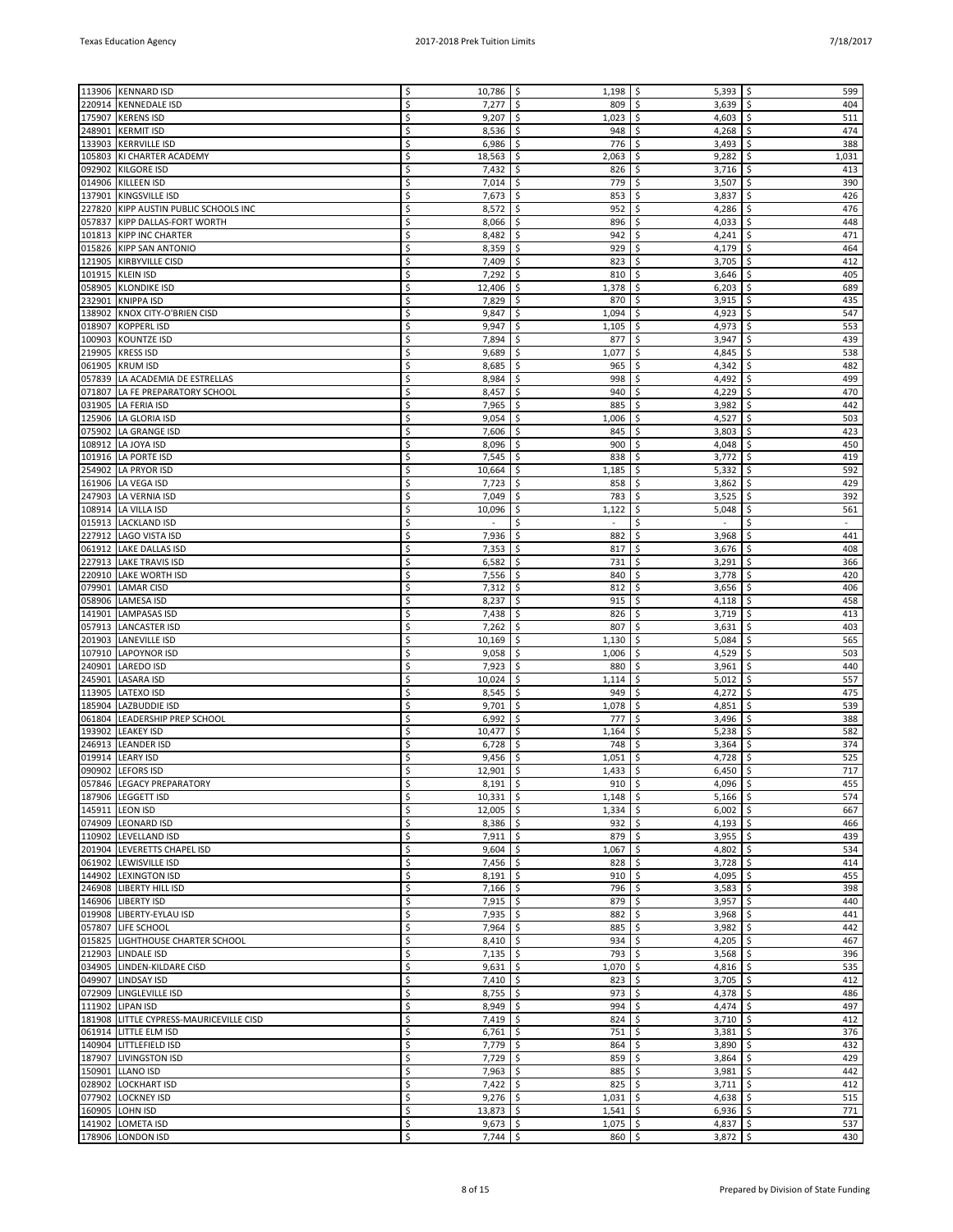| | | | | | |
|---|---|---|---|---|---|
| 113906 | KENNARD ISD | $ 10,786 | $ 1,198 | $ 5,393 | $ 599 |
| 220914 | KENNEDALE ISD | $ 7,277 | $ 809 | $ 3,639 | $ 404 |
| 175907 | KERENS ISD | $ 9,207 | $ 1,023 | $ 4,603 | $ 511 |
| 248901 | KERMIT ISD | $ 8,536 | $ 948 | $ 4,268 | $ 474 |
| 133903 | KERRVILLE ISD | $ 6,986 | $ 776 | $ 3,493 | $ 388 |
| 105803 | KI CHARTER ACADEMY | $ 18,563 | $ 2,063 | $ 9,282 | $ 1,031 |
| 092902 | KILGORE ISD | $ 7,432 | $ 826 | $ 3,716 | $ 413 |
| 014906 | KILLEEN ISD | $ 7,014 | $ 779 | $ 3,507 | $ 390 |
| 137901 | KINGSVILLE ISD | $ 7,673 | $ 853 | $ 3,837 | $ 426 |
| 227820 | KIPP AUSTIN PUBLIC SCHOOLS INC | $ 8,572 | $ 952 | $ 4,286 | $ 476 |
| 057837 | KIPP DALLAS-FORT WORTH | $ 8,066 | $ 896 | $ 4,033 | $ 448 |
| 101813 | KIPP INC CHARTER | $ 8,482 | $ 942 | $ 4,241 | $ 471 |
| 015826 | KIPP SAN ANTONIO | $ 8,359 | $ 929 | $ 4,179 | $ 464 |
| 121905 | KIRBYVILLE CISD | $ 7,409 | $ 823 | $ 3,705 | $ 412 |
| 101915 | KLEIN ISD | $ 7,292 | $ 810 | $ 3,646 | $ 405 |
| 058905 | KLONDIKE ISD | $ 12,406 | $ 1,378 | $ 6,203 | $ 689 |
| 232901 | KNIPPA ISD | $ 7,829 | $ 870 | $ 3,915 | $ 435 |
| 138902 | KNOX CITY-O'BRIEN CISD | $ 9,847 | $ 1,094 | $ 4,923 | $ 547 |
| 018907 | KOPPERL ISD | $ 9,947 | $ 1,105 | $ 4,973 | $ 553 |
| 100903 | KOUNTZE ISD | $ 7,894 | $ 877 | $ 3,947 | $ 439 |
| 219905 | KRESS ISD | $ 9,689 | $ 1,077 | $ 4,845 | $ 538 |
| 061905 | KRUM ISD | $ 8,685 | $ 965 | $ 4,342 | $ 482 |
| 057839 | LA ACADEMIA DE ESTRELLAS | $ 8,984 | $ 998 | $ 4,492 | $ 499 |
| 071807 | LA FE PREPARATORY SCHOOL | $ 8,457 | $ 940 | $ 4,229 | $ 470 |
| 031905 | LA FERIA ISD | $ 7,965 | $ 885 | $ 3,982 | $ 442 |
| 125906 | LA GLORIA ISD | $ 9,054 | $ 1,006 | $ 4,527 | $ 503 |
| 075902 | LA GRANGE ISD | $ 7,606 | $ 845 | $ 3,803 | $ 423 |
| 108912 | LA JOYA ISD | $ 8,096 | $ 900 | $ 4,048 | $ 450 |
| 101916 | LA PORTE ISD | $ 7,545 | $ 838 | $ 3,772 | $ 419 |
| 254902 | LA PRYOR ISD | $ 10,664 | $ 1,185 | $ 5,332 | $ 592 |
| 161906 | LA VEGA ISD | $ 7,723 | $ 858 | $ 3,862 | $ 429 |
| 247903 | LA VERNIA ISD | $ 7,049 | $ 783 | $ 3,525 | $ 392 |
| 108914 | LA VILLA ISD | $ 10,096 | $ 1,122 | $ 5,048 | $ 561 |
| 015913 | LACKLAND ISD | $ - | $ - | $ - | $ - |
| 227912 | LAGO VISTA ISD | $ 7,936 | $ 882 | $ 3,968 | $ 441 |
| 061912 | LAKE DALLAS ISD | $ 7,353 | $ 817 | $ 3,676 | $ 408 |
| 227913 | LAKE TRAVIS ISD | $ 6,582 | $ 731 | $ 3,291 | $ 366 |
| 220910 | LAKE WORTH ISD | $ 7,556 | $ 840 | $ 3,778 | $ 420 |
| 079901 | LAMAR CISD | $ 7,312 | $ 812 | $ 3,656 | $ 406 |
| 058906 | LAMESA ISD | $ 8,237 | $ 915 | $ 4,118 | $ 458 |
| 141901 | LAMPASAS ISD | $ 7,438 | $ 826 | $ 3,719 | $ 413 |
| 057913 | LANCASTER ISD | $ 7,262 | $ 807 | $ 3,631 | $ 403 |
| 201903 | LANEVILLE ISD | $ 10,169 | $ 1,130 | $ 5,084 | $ 565 |
| 107910 | LAPOYNOR ISD | $ 9,058 | $ 1,006 | $ 4,529 | $ 503 |
| 240901 | LAREDO ISD | $ 7,923 | $ 880 | $ 3,961 | $ 440 |
| 245901 | LASARA ISD | $ 10,024 | $ 1,114 | $ 5,012 | $ 557 |
| 113905 | LATEXO ISD | $ 8,545 | $ 949 | $ 4,272 | $ 475 |
| 185904 | LAZBUDDIE ISD | $ 9,701 | $ 1,078 | $ 4,851 | $ 539 |
| 061804 | LEADERSHIP PREP SCHOOL | $ 6,992 | $ 777 | $ 3,496 | $ 388 |
| 193902 | LEAKEY ISD | $ 10,477 | $ 1,164 | $ 5,238 | $ 582 |
| 246913 | LEANDER ISD | $ 6,728 | $ 748 | $ 3,364 | $ 374 |
| 019914 | LEARY ISD | $ 9,456 | $ 1,051 | $ 4,728 | $ 525 |
| 090902 | LEFORS ISD | $ 12,901 | $ 1,433 | $ 6,450 | $ 717 |
| 057846 | LEGACY PREPARATORY | $ 8,191 | $ 910 | $ 4,096 | $ 455 |
| 187906 | LEGGETT ISD | $ 10,331 | $ 1,148 | $ 5,166 | $ 574 |
| 145911 | LEON ISD | $ 12,005 | $ 1,334 | $ 6,002 | $ 667 |
| 074909 | LEONARD ISD | $ 8,386 | $ 932 | $ 4,193 | $ 466 |
| 110902 | LEVELLAND ISD | $ 7,911 | $ 879 | $ 3,955 | $ 439 |
| 201904 | LEVERETTS CHAPEL ISD | $ 9,604 | $ 1,067 | $ 4,802 | $ 534 |
| 061902 | LEWISVILLE ISD | $ 7,456 | $ 828 | $ 3,728 | $ 414 |
| 144902 | LEXINGTON ISD | $ 8,191 | $ 910 | $ 4,095 | $ 455 |
| 246908 | LIBERTY HILL ISD | $ 7,166 | $ 796 | $ 3,583 | $ 398 |
| 146906 | LIBERTY ISD | $ 7,915 | $ 879 | $ 3,957 | $ 440 |
| 019908 | LIBERTY-EYLAU ISD | $ 7,935 | $ 882 | $ 3,968 | $ 441 |
| 057807 | LIFE SCHOOL | $ 7,964 | $ 885 | $ 3,982 | $ 442 |
| 015825 | LIGHTHOUSE CHARTER SCHOOL | $ 8,410 | $ 934 | $ 4,205 | $ 467 |
| 212903 | LINDALE ISD | $ 7,135 | $ 793 | $ 3,568 | $ 396 |
| 034905 | LINDEN-KILDARE CISD | $ 9,631 | $ 1,070 | $ 4,816 | $ 535 |
| 049907 | LINDSAY ISD | $ 7,410 | $ 823 | $ 3,705 | $ 412 |
| 072909 | LINGLEVILLE ISD | $ 8,755 | $ 973 | $ 4,378 | $ 486 |
| 111902 | LIPAN ISD | $ 8,949 | $ 994 | $ 4,474 | $ 497 |
| 181908 | LITTLE CYPRESS-MAURICEVILLE CISD | $ 7,419 | $ 824 | $ 3,710 | $ 412 |
| 061914 | LITTLE ELM ISD | $ 6,761 | $ 751 | $ 3,381 | $ 376 |
| 140904 | LITTLEFIELD ISD | $ 7,779 | $ 864 | $ 3,890 | $ 432 |
| 187907 | LIVINGSTON ISD | $ 7,729 | $ 859 | $ 3,864 | $ 429 |
| 150901 | LLANO ISD | $ 7,963 | $ 885 | $ 3,981 | $ 442 |
| 028902 | LOCKHART ISD | $ 7,422 | $ 825 | $ 3,711 | $ 412 |
| 077902 | LOCKNEY ISD | $ 9,276 | $ 1,031 | $ 4,638 | $ 515 |
| 160905 | LOHN ISD | $ 13,873 | $ 1,541 | $ 6,936 | $ 771 |
| 141902 | LOMETA ISD | $ 9,673 | $ 1,075 | $ 4,837 | $ 537 |
| 178906 | LONDON ISD | $ 7,744 | $ 860 | $ 3,872 | $ 430 |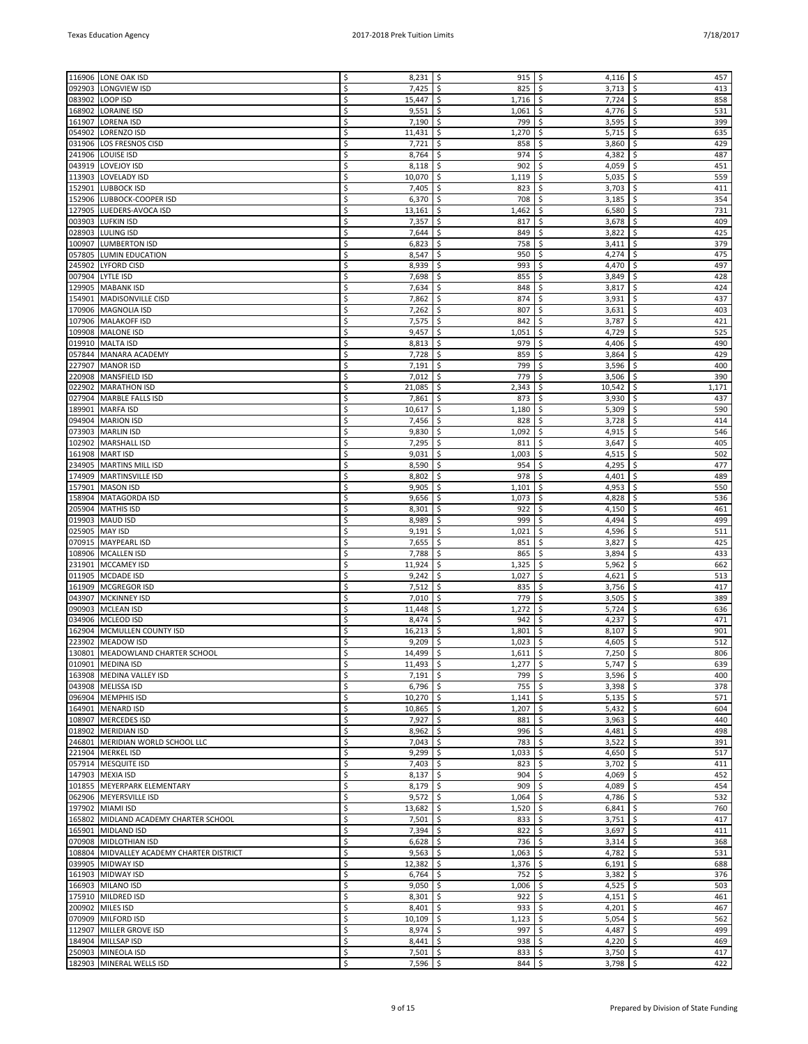| | | | | | |
|---|---|---|---|---|---|
| 116906 | LONE OAK ISD | $ 8,231 | $ 915 | $ 4,116 | $ 457 |
| 092903 | LONGVIEW ISD | $ 7,425 | $ 825 | $ 3,713 | $ 413 |
| 083902 | LOOP ISD | $ 15,447 | $ 1,716 | $ 7,724 | $ 858 |
| 168902 | LORAINE ISD | $ 9,551 | $ 1,061 | $ 4,776 | $ 531 |
| 161907 | LORENA ISD | $ 7,190 | $ 799 | $ 3,595 | $ 399 |
| 054902 | LORENZO ISD | $ 11,431 | $ 1,270 | $ 5,715 | $ 635 |
| 031906 | LOS FRESNOS CISD | $ 7,721 | $ 858 | $ 3,860 | $ 429 |
| 241906 | LOUISE ISD | $ 8,764 | $ 974 | $ 4,382 | $ 487 |
| 043919 | LOVEJOY ISD | $ 8,118 | $ 902 | $ 4,059 | $ 451 |
| 113903 | LOVELADY ISD | $ 10,070 | $ 1,119 | $ 5,035 | $ 559 |
| 152901 | LUBBOCK ISD | $ 7,405 | $ 823 | $ 3,703 | $ 411 |
| 152906 | LUBBOCK-COOPER ISD | $ 6,370 | $ 708 | $ 3,185 | $ 354 |
| 127905 | LUEDERS-AVOCA ISD | $ 13,161 | $ 1,462 | $ 6,580 | $ 731 |
| 003903 | LUFKIN ISD | $ 7,357 | $ 817 | $ 3,678 | $ 409 |
| 028903 | LULING ISD | $ 7,644 | $ 849 | $ 3,822 | $ 425 |
| 100907 | LUMBERTON ISD | $ 6,823 | $ 758 | $ 3,411 | $ 379 |
| 057805 | LUMIN EDUCATION | $ 8,547 | $ 950 | $ 4,274 | $ 475 |
| 245902 | LYFORD CISD | $ 8,939 | $ 993 | $ 4,470 | $ 497 |
| 007904 | LYTLE ISD | $ 7,698 | $ 855 | $ 3,849 | $ 428 |
| 129905 | MABANK ISD | $ 7,634 | $ 848 | $ 3,817 | $ 424 |
| 154901 | MADISONVILLE CISD | $ 7,862 | $ 874 | $ 3,931 | $ 437 |
| 170906 | MAGNOLIA ISD | $ 7,262 | $ 807 | $ 3,631 | $ 403 |
| 107906 | MALAKOFF ISD | $ 7,575 | $ 842 | $ 3,787 | $ 421 |
| 109908 | MALONE ISD | $ 9,457 | $ 1,051 | $ 4,729 | $ 525 |
| 019910 | MALTA ISD | $ 8,813 | $ 979 | $ 4,406 | $ 490 |
| 057844 | MANARA ACADEMY | $ 7,728 | $ 859 | $ 3,864 | $ 429 |
| 227907 | MANOR ISD | $ 7,191 | $ 799 | $ 3,596 | $ 400 |
| 220908 | MANSFIELD ISD | $ 7,012 | $ 779 | $ 3,506 | $ 390 |
| 022902 | MARATHON ISD | $ 21,085 | $ 2,343 | $ 10,542 | $ 1,171 |
| 027904 | MARBLE FALLS ISD | $ 7,861 | $ 873 | $ 3,930 | $ 437 |
| 189901 | MARFA ISD | $ 10,617 | $ 1,180 | $ 5,309 | $ 590 |
| 094904 | MARION ISD | $ 7,456 | $ 828 | $ 3,728 | $ 414 |
| 073903 | MARLIN ISD | $ 9,830 | $ 1,092 | $ 4,915 | $ 546 |
| 102902 | MARSHALL ISD | $ 7,295 | $ 811 | $ 3,647 | $ 405 |
| 161908 | MART ISD | $ 9,031 | $ 1,003 | $ 4,515 | $ 502 |
| 234905 | MARTINS MILL ISD | $ 8,590 | $ 954 | $ 4,295 | $ 477 |
| 174909 | MARTINSVILLE ISD | $ 8,802 | $ 978 | $ 4,401 | $ 489 |
| 157901 | MASON ISD | $ 9,905 | $ 1,101 | $ 4,953 | $ 550 |
| 158904 | MATAGORDA ISD | $ 9,656 | $ 1,073 | $ 4,828 | $ 536 |
| 205904 | MATHIS ISD | $ 8,301 | $ 922 | $ 4,150 | $ 461 |
| 019903 | MAUD ISD | $ 8,989 | $ 999 | $ 4,494 | $ 499 |
| 025905 | MAY ISD | $ 9,191 | $ 1,021 | $ 4,596 | $ 511 |
| 070915 | MAYPEARL ISD | $ 7,655 | $ 851 | $ 3,827 | $ 425 |
| 108906 | MCALLEN ISD | $ 7,788 | $ 865 | $ 3,894 | $ 433 |
| 231901 | MCCAMEY ISD | $ 11,924 | $ 1,325 | $ 5,962 | $ 662 |
| 011905 | MCDADE ISD | $ 9,242 | $ 1,027 | $ 4,621 | $ 513 |
| 161909 | MCGREGOR ISD | $ 7,512 | $ 835 | $ 3,756 | $ 417 |
| 043907 | MCKINNEY ISD | $ 7,010 | $ 779 | $ 3,505 | $ 389 |
| 090903 | MCLEAN ISD | $ 11,448 | $ 1,272 | $ 5,724 | $ 636 |
| 034906 | MCLEOD ISD | $ 8,474 | $ 942 | $ 4,237 | $ 471 |
| 162904 | MCMULLEN COUNTY ISD | $ 16,213 | $ 1,801 | $ 8,107 | $ 901 |
| 223902 | MEADOW ISD | $ 9,209 | $ 1,023 | $ 4,605 | $ 512 |
| 130801 | MEADOWLAND CHARTER SCHOOL | $ 14,499 | $ 1,611 | $ 7,250 | $ 806 |
| 010901 | MEDINA ISD | $ 11,493 | $ 1,277 | $ 5,747 | $ 639 |
| 163908 | MEDINA VALLEY ISD | $ 7,191 | $ 799 | $ 3,596 | $ 400 |
| 043908 | MELISSA ISD | $ 6,796 | $ 755 | $ 3,398 | $ 378 |
| 096904 | MEMPHIS ISD | $ 10,270 | $ 1,141 | $ 5,135 | $ 571 |
| 164901 | MENARD ISD | $ 10,865 | $ 1,207 | $ 5,432 | $ 604 |
| 108907 | MERCEDES ISD | $ 7,927 | $ 881 | $ 3,963 | $ 440 |
| 018902 | MERIDIAN ISD | $ 8,962 | $ 996 | $ 4,481 | $ 498 |
| 246801 | MERIDIAN WORLD SCHOOL LLC | $ 7,043 | $ 783 | $ 3,522 | $ 391 |
| 221904 | MERKEL ISD | $ 9,299 | $ 1,033 | $ 4,650 | $ 517 |
| 057914 | MESQUITE ISD | $ 7,403 | $ 823 | $ 3,702 | $ 411 |
| 147903 | MEXIA ISD | $ 8,137 | $ 904 | $ 4,069 | $ 452 |
| 101855 | MEYERPARK ELEMENTARY | $ 8,179 | $ 909 | $ 4,089 | $ 454 |
| 062906 | MEYERSVILLE ISD | $ 9,572 | $ 1,064 | $ 4,786 | $ 532 |
| 197902 | MIAMI ISD | $ 13,682 | $ 1,520 | $ 6,841 | $ 760 |
| 165802 | MIDLAND ACADEMY CHARTER SCHOOL | $ 7,501 | $ 833 | $ 3,751 | $ 417 |
| 165901 | MIDLAND ISD | $ 7,394 | $ 822 | $ 3,697 | $ 411 |
| 070908 | MIDLOTHIAN ISD | $ 6,628 | $ 736 | $ 3,314 | $ 368 |
| 108804 | MIDVALLEY ACADEMY CHARTER DISTRICT | $ 9,563 | $ 1,063 | $ 4,782 | $ 531 |
| 039905 | MIDWAY ISD | $ 12,382 | $ 1,376 | $ 6,191 | $ 688 |
| 161903 | MIDWAY ISD | $ 6,764 | $ 752 | $ 3,382 | $ 376 |
| 166903 | MILANO ISD | $ 9,050 | $ 1,006 | $ 4,525 | $ 503 |
| 175910 | MILDRED ISD | $ 8,301 | $ 922 | $ 4,151 | $ 461 |
| 200902 | MILES ISD | $ 8,401 | $ 933 | $ 4,201 | $ 467 |
| 070909 | MILFORD ISD | $ 10,109 | $ 1,123 | $ 5,054 | $ 562 |
| 112907 | MILLER GROVE ISD | $ 8,974 | $ 997 | $ 4,487 | $ 499 |
| 184904 | MILLSAP ISD | $ 8,441 | $ 938 | $ 4,220 | $ 469 |
| 250903 | MINEOLA ISD | $ 7,501 | $ 833 | $ 3,750 | $ 417 |
| 182903 | MINERAL WELLS ISD | $ 7,596 | $ 844 | $ 3,798 | $ 422 |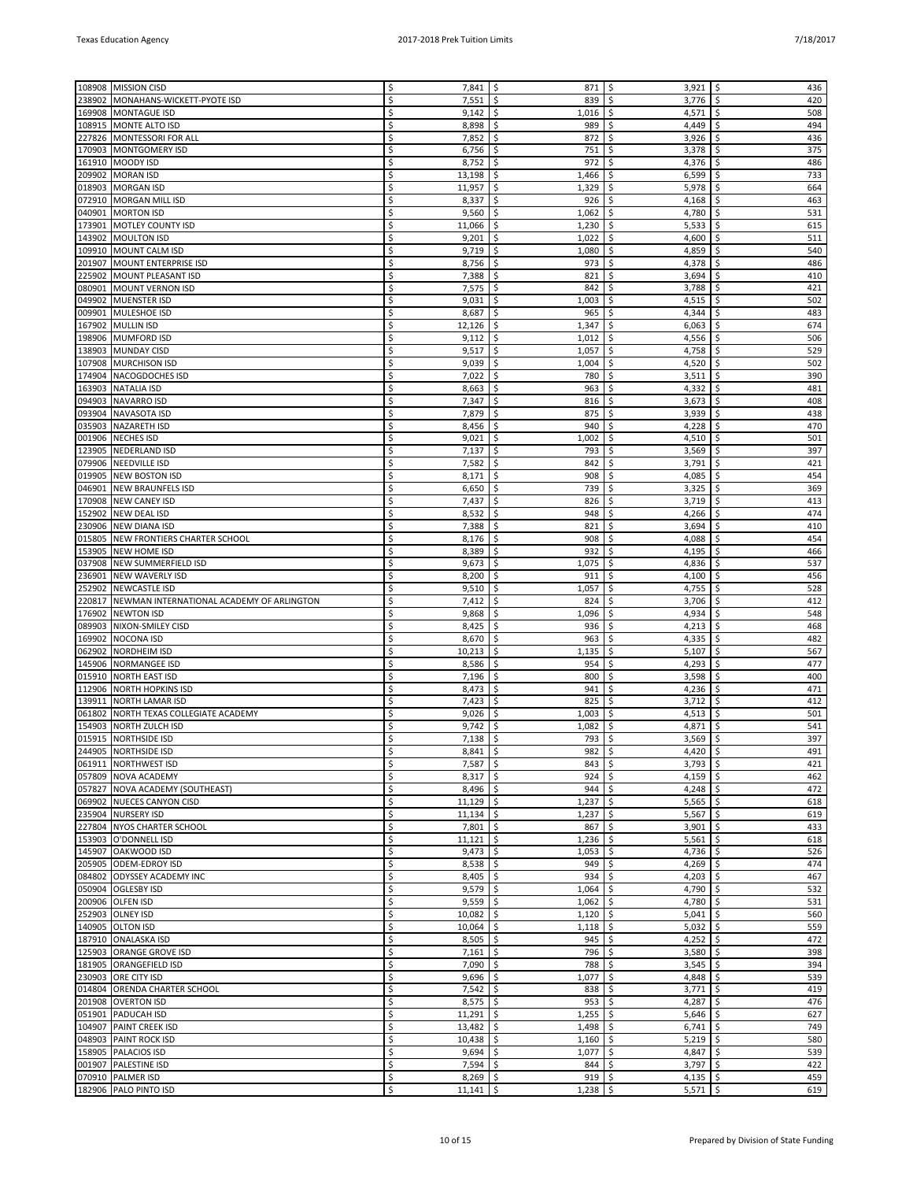| | | | | | |
|---|---|---|---|---|---|
| 108908 | MISSION CISD | $ 7,841 | $ 871 | $ 3,921 | $ 436 |
| 238902 | MONAHANS-WICKETT-PYOTE ISD | $ 7,551 | $ 839 | $ 3,776 | $ 420 |
| 169908 | MONTAGUE ISD | $ 9,142 | $ 1,016 | $ 4,571 | $ 508 |
| 108915 | MONTE ALTO ISD | $ 8,898 | $ 989 | $ 4,449 | $ 494 |
| 227826 | MONTESSORI FOR ALL | $ 7,852 | $ 872 | $ 3,926 | $ 436 |
| 170903 | MONTGOMERY ISD | $ 6,756 | $ 751 | $ 3,378 | $ 375 |
| 161910 | MOODY ISD | $ 8,752 | $ 972 | $ 4,376 | $ 486 |
| 209902 | MORAN ISD | $ 13,198 | $ 1,466 | $ 6,599 | $ 733 |
| 018903 | MORGAN ISD | $ 11,957 | $ 1,329 | $ 5,978 | $ 664 |
| 072910 | MORGAN MILL ISD | $ 8,337 | $ 926 | $ 4,168 | $ 463 |
| 040901 | MORTON ISD | $ 9,560 | $ 1,062 | $ 4,780 | $ 531 |
| 173901 | MOTLEY COUNTY ISD | $ 11,066 | $ 1,230 | $ 5,533 | $ 615 |
| 143902 | MOULTON ISD | $ 9,201 | $ 1,022 | $ 4,600 | $ 511 |
| 109910 | MOUNT CALM ISD | $ 9,719 | $ 1,080 | $ 4,859 | $ 540 |
| 201907 | MOUNT ENTERPRISE ISD | $ 8,756 | $ 973 | $ 4,378 | $ 486 |
| 225902 | MOUNT PLEASANT ISD | $ 7,388 | $ 821 | $ 3,694 | $ 410 |
| 080901 | MOUNT VERNON ISD | $ 7,575 | $ 842 | $ 3,788 | $ 421 |
| 049902 | MUENSTER ISD | $ 9,031 | $ 1,003 | $ 4,515 | $ 502 |
| 009901 | MULESHOE ISD | $ 8,687 | $ 965 | $ 4,344 | $ 483 |
| 167902 | MULLIN ISD | $ 12,126 | $ 1,347 | $ 6,063 | $ 674 |
| 198906 | MUMFORD ISD | $ 9,112 | $ 1,012 | $ 4,556 | $ 506 |
| 138903 | MUNDAY CISD | $ 9,517 | $ 1,057 | $ 4,758 | $ 529 |
| 107908 | MURCHISON ISD | $ 9,039 | $ 1,004 | $ 4,520 | $ 502 |
| 174904 | NACOGDOCHES ISD | $ 7,022 | $ 780 | $ 3,511 | $ 390 |
| 163903 | NATALIA ISD | $ 8,663 | $ 963 | $ 4,332 | $ 481 |
| 094903 | NAVARRO ISD | $ 7,347 | $ 816 | $ 3,673 | $ 408 |
| 093904 | NAVASOTA ISD | $ 7,879 | $ 875 | $ 3,939 | $ 438 |
| 035903 | NAZARETH ISD | $ 8,456 | $ 940 | $ 4,228 | $ 470 |
| 001906 | NECHES ISD | $ 9,021 | $ 1,002 | $ 4,510 | $ 501 |
| 123905 | NEDERLAND ISD | $ 7,137 | $ 793 | $ 3,569 | $ 397 |
| 079906 | NEEDVILLE ISD | $ 7,582 | $ 842 | $ 3,791 | $ 421 |
| 019905 | NEW BOSTON ISD | $ 8,171 | $ 908 | $ 4,085 | $ 454 |
| 046901 | NEW BRAUNFELS ISD | $ 6,650 | $ 739 | $ 3,325 | $ 369 |
| 170908 | NEW CANEY ISD | $ 7,437 | $ 826 | $ 3,719 | $ 413 |
| 152902 | NEW DEAL ISD | $ 8,532 | $ 948 | $ 4,266 | $ 474 |
| 230906 | NEW DIANA ISD | $ 7,388 | $ 821 | $ 3,694 | $ 410 |
| 015805 | NEW FRONTIERS CHARTER SCHOOL | $ 8,176 | $ 908 | $ 4,088 | $ 454 |
| 153905 | NEW HOME ISD | $ 8,389 | $ 932 | $ 4,195 | $ 466 |
| 037908 | NEW SUMMERFIELD ISD | $ 9,673 | $ 1,075 | $ 4,836 | $ 537 |
| 236901 | NEW WAVERLY ISD | $ 8,200 | $ 911 | $ 4,100 | $ 456 |
| 252902 | NEWCASTLE ISD | $ 9,510 | $ 1,057 | $ 4,755 | $ 528 |
| 220817 | NEWMAN INTERNATIONAL ACADEMY OF ARLINGTON | $ 7,412 | $ 824 | $ 3,706 | $ 412 |
| 176902 | NEWTON ISD | $ 9,868 | $ 1,096 | $ 4,934 | $ 548 |
| 089903 | NIXON-SMILEY CISD | $ 8,425 | $ 936 | $ 4,213 | $ 468 |
| 169902 | NOCONA ISD | $ 8,670 | $ 963 | $ 4,335 | $ 482 |
| 062902 | NORDHEIM ISD | $ 10,213 | $ 1,135 | $ 5,107 | $ 567 |
| 145906 | NORMANGEE ISD | $ 8,586 | $ 954 | $ 4,293 | $ 477 |
| 015910 | NORTH EAST ISD | $ 7,196 | $ 800 | $ 3,598 | $ 400 |
| 112906 | NORTH HOPKINS ISD | $ 8,473 | $ 941 | $ 4,236 | $ 471 |
| 139911 | NORTH LAMAR ISD | $ 7,423 | $ 825 | $ 3,712 | $ 412 |
| 061802 | NORTH TEXAS COLLEGIATE ACADEMY | $ 9,026 | $ 1,003 | $ 4,513 | $ 501 |
| 154903 | NORTH ZULCH ISD | $ 9,742 | $ 1,082 | $ 4,871 | $ 541 |
| 015915 | NORTHSIDE ISD | $ 7,138 | $ 793 | $ 3,569 | $ 397 |
| 244905 | NORTHSIDE ISD | $ 8,841 | $ 982 | $ 4,420 | $ 491 |
| 061911 | NORTHWEST ISD | $ 7,587 | $ 843 | $ 3,793 | $ 421 |
| 057809 | NOVA ACADEMY | $ 8,317 | $ 924 | $ 4,159 | $ 462 |
| 057827 | NOVA ACADEMY (SOUTHEAST) | $ 8,496 | $ 944 | $ 4,248 | $ 472 |
| 069902 | NUECES CANYON CISD | $ 11,129 | $ 1,237 | $ 5,565 | $ 618 |
| 235904 | NURSERY ISD | $ 11,134 | $ 1,237 | $ 5,567 | $ 619 |
| 227804 | NYOS CHARTER SCHOOL | $ 7,801 | $ 867 | $ 3,901 | $ 433 |
| 153903 | O'DONNELL ISD | $ 11,121 | $ 1,236 | $ 5,561 | $ 618 |
| 145907 | OAKWOOD ISD | $ 9,473 | $ 1,053 | $ 4,736 | $ 526 |
| 205905 | ODEM-EDROY ISD | $ 8,538 | $ 949 | $ 4,269 | $ 474 |
| 084802 | ODYSSEY ACADEMY INC | $ 8,405 | $ 934 | $ 4,203 | $ 467 |
| 050904 | OGLESBY ISD | $ 9,579 | $ 1,064 | $ 4,790 | $ 532 |
| 200906 | OLFEN ISD | $ 9,559 | $ 1,062 | $ 4,780 | $ 531 |
| 252903 | OLNEY ISD | $ 10,082 | $ 1,120 | $ 5,041 | $ 560 |
| 140905 | OLTON ISD | $ 10,064 | $ 1,118 | $ 5,032 | $ 559 |
| 187910 | ONALASKA ISD | $ 8,505 | $ 945 | $ 4,252 | $ 472 |
| 125903 | ORANGE GROVE ISD | $ 7,161 | $ 796 | $ 3,580 | $ 398 |
| 181905 | ORANGEFIELD ISD | $ 7,090 | $ 788 | $ 3,545 | $ 394 |
| 230903 | ORE CITY ISD | $ 9,696 | $ 1,077 | $ 4,848 | $ 539 |
| 014804 | ORENDA CHARTER SCHOOL | $ 7,542 | $ 838 | $ 3,771 | $ 419 |
| 201908 | OVERTON ISD | $ 8,575 | $ 953 | $ 4,287 | $ 476 |
| 051901 | PADUCAH ISD | $ 11,291 | $ 1,255 | $ 5,646 | $ 627 |
| 104907 | PAINT CREEK ISD | $ 13,482 | $ 1,498 | $ 6,741 | $ 749 |
| 048903 | PAINT ROCK ISD | $ 10,438 | $ 1,160 | $ 5,219 | $ 580 |
| 158905 | PALACIOS ISD | $ 9,694 | $ 1,077 | $ 4,847 | $ 539 |
| 001907 | PALESTINE ISD | $ 7,594 | $ 844 | $ 3,797 | $ 422 |
| 070910 | PALMER ISD | $ 8,269 | $ 919 | $ 4,135 | $ 459 |
| 182906 | PALO PINTO ISD | $ 11,141 | $ 1,238 | $ 5,571 | $ 619 |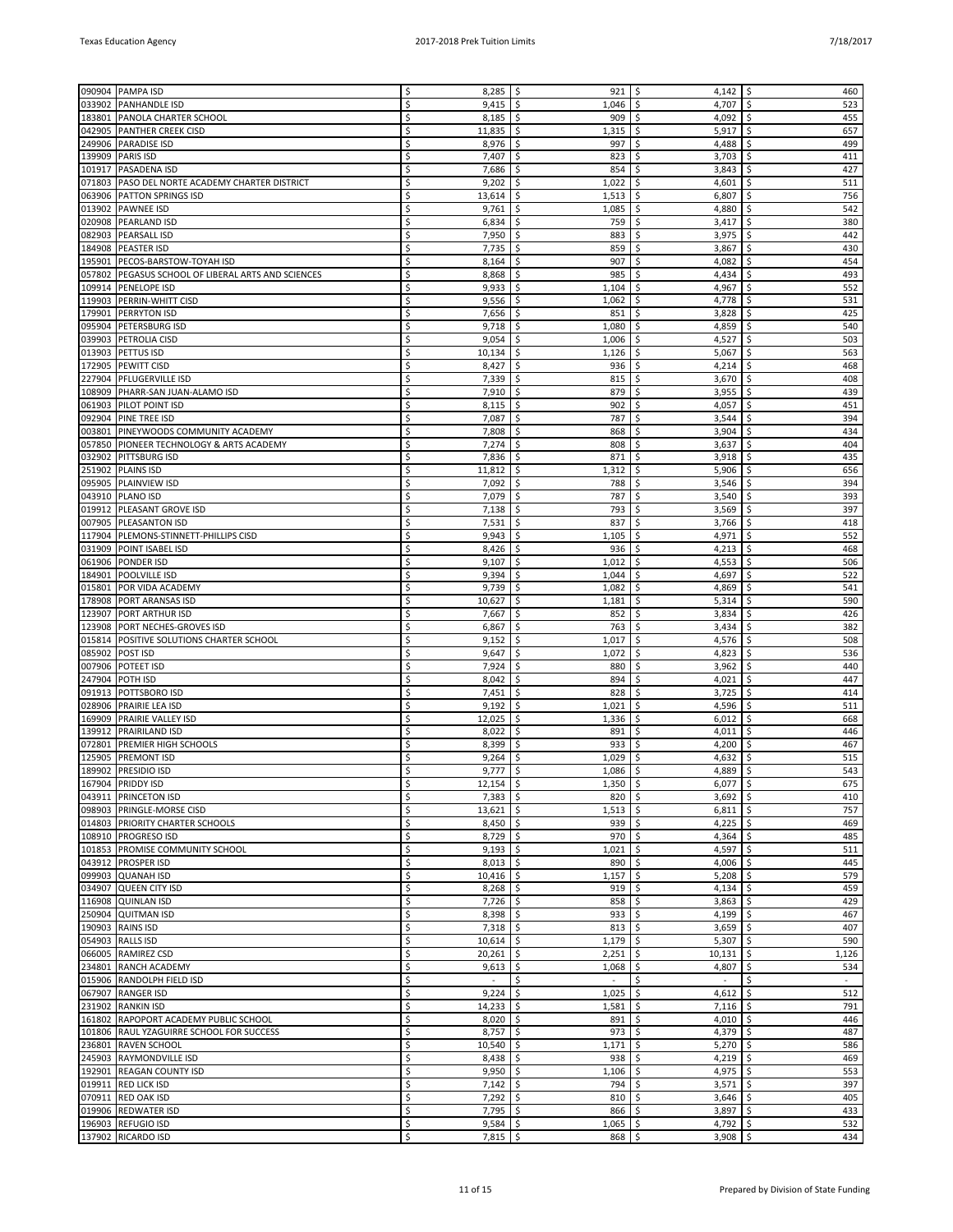| | | | | | |
|---|---|---|---|---|---|
| 090904 | PAMPA ISD | $ 8,285 | $ 921 | $ 4,142 | $ 460 |
| 033902 | PANHANDLE ISD | $ 9,415 | $ 1,046 | $ 4,707 | $ 523 |
| 183801 | PANOLA CHARTER SCHOOL | $ 8,185 | $ 909 | $ 4,092 | $ 455 |
| 042905 | PANTHER CREEK CISD | $ 11,835 | $ 1,315 | $ 5,917 | $ 657 |
| 249906 | PARADISE ISD | $ 8,976 | $ 997 | $ 4,488 | $ 499 |
| 139909 | PARIS ISD | $ 7,407 | $ 823 | $ 3,703 | $ 411 |
| 101917 | PASADENA ISD | $ 7,686 | $ 854 | $ 3,843 | $ 427 |
| 071803 | PASO DEL NORTE ACADEMY CHARTER DISTRICT | $ 9,202 | $ 1,022 | $ 4,601 | $ 511 |
| 063906 | PATTON SPRINGS ISD | $ 13,614 | $ 1,513 | $ 6,807 | $ 756 |
| 013902 | PAWNEE ISD | $ 9,761 | $ 1,085 | $ 4,880 | $ 542 |
| 020908 | PEARLAND ISD | $ 6,834 | $ 759 | $ 3,417 | $ 380 |
| 082903 | PEARSALL ISD | $ 7,950 | $ 883 | $ 3,975 | $ 442 |
| 184908 | PEASTER ISD | $ 7,735 | $ 859 | $ 3,867 | $ 430 |
| 195901 | PECOS-BARSTOW-TOYAH ISD | $ 8,164 | $ 907 | $ 4,082 | $ 454 |
| 057802 | PEGASUS SCHOOL OF LIBERAL ARTS AND SCIENCES | $ 8,868 | $ 985 | $ 4,434 | $ 493 |
| 109914 | PENELOPE ISD | $ 9,933 | $ 1,104 | $ 4,967 | $ 552 |
| 119903 | PERRIN-WHITT CISD | $ 9,556 | $ 1,062 | $ 4,778 | $ 531 |
| 179901 | PERRYTON ISD | $ 7,656 | $ 851 | $ 3,828 | $ 425 |
| 095904 | PETERSBURG ISD | $ 9,718 | $ 1,080 | $ 4,859 | $ 540 |
| 039903 | PETROLIA CISD | $ 9,054 | $ 1,006 | $ 4,527 | $ 503 |
| 013903 | PETTUS ISD | $ 10,134 | $ 1,126 | $ 5,067 | $ 563 |
| 172905 | PEWITT CISD | $ 8,427 | $ 936 | $ 4,214 | $ 468 |
| 227904 | PFLUGERVILLE ISD | $ 7,339 | $ 815 | $ 3,670 | $ 408 |
| 108909 | PHARR-SAN JUAN-ALAMO ISD | $ 7,910 | $ 879 | $ 3,955 | $ 439 |
| 061903 | PILOT POINT ISD | $ 8,115 | $ 902 | $ 4,057 | $ 451 |
| 092904 | PINE TREE ISD | $ 7,087 | $ 787 | $ 3,544 | $ 394 |
| 003801 | PINEYWOODS COMMUNITY ACADEMY | $ 7,808 | $ 868 | $ 3,904 | $ 434 |
| 057850 | PIONEER TECHNOLOGY & ARTS ACADEMY | $ 7,274 | $ 808 | $ 3,637 | $ 404 |
| 032902 | PITTSBURG ISD | $ 7,836 | $ 871 | $ 3,918 | $ 435 |
| 251902 | PLAINS ISD | $ 11,812 | $ 1,312 | $ 5,906 | $ 656 |
| 095905 | PLAINVIEW ISD | $ 7,092 | $ 788 | $ 3,546 | $ 394 |
| 043910 | PLANO ISD | $ 7,079 | $ 787 | $ 3,540 | $ 393 |
| 019912 | PLEASANT GROVE ISD | $ 7,138 | $ 793 | $ 3,569 | $ 397 |
| 007905 | PLEASANTON ISD | $ 7,531 | $ 837 | $ 3,766 | $ 418 |
| 117904 | PLEMONS-STINNETT-PHILLIPS CISD | $ 9,943 | $ 1,105 | $ 4,971 | $ 552 |
| 031909 | POINT ISABEL ISD | $ 8,426 | $ 936 | $ 4,213 | $ 468 |
| 061906 | PONDER ISD | $ 9,107 | $ 1,012 | $ 4,553 | $ 506 |
| 184901 | POOLVILLE ISD | $ 9,394 | $ 1,044 | $ 4,697 | $ 522 |
| 015801 | POR VIDA ACADEMY | $ 9,739 | $ 1,082 | $ 4,869 | $ 541 |
| 178908 | PORT ARANSAS ISD | $ 10,627 | $ 1,181 | $ 5,314 | $ 590 |
| 123907 | PORT ARTHUR ISD | $ 7,667 | $ 852 | $ 3,834 | $ 426 |
| 123908 | PORT NECHES-GROVES ISD | $ 6,867 | $ 763 | $ 3,434 | $ 382 |
| 015814 | POSITIVE SOLUTIONS CHARTER SCHOOL | $ 9,152 | $ 1,017 | $ 4,576 | $ 508 |
| 085902 | POST ISD | $ 9,647 | $ 1,072 | $ 4,823 | $ 536 |
| 007906 | POTEET ISD | $ 7,924 | $ 880 | $ 3,962 | $ 440 |
| 247904 | POTH ISD | $ 8,042 | $ 894 | $ 4,021 | $ 447 |
| 091913 | POTTSBORO ISD | $ 7,451 | $ 828 | $ 3,725 | $ 414 |
| 028906 | PRAIRIE LEA ISD | $ 9,192 | $ 1,021 | $ 4,596 | $ 511 |
| 169909 | PRAIRIE VALLEY ISD | $ 12,025 | $ 1,336 | $ 6,012 | $ 668 |
| 139912 | PRAIRILAND ISD | $ 8,022 | $ 891 | $ 4,011 | $ 446 |
| 072801 | PREMIER HIGH SCHOOLS | $ 8,399 | $ 933 | $ 4,200 | $ 467 |
| 125905 | PREMONT ISD | $ 9,264 | $ 1,029 | $ 4,632 | $ 515 |
| 189902 | PRESIDIO ISD | $ 9,777 | $ 1,086 | $ 4,889 | $ 543 |
| 167904 | PRIDDY ISD | $ 12,154 | $ 1,350 | $ 6,077 | $ 675 |
| 043911 | PRINCETON ISD | $ 7,383 | $ 820 | $ 3,692 | $ 410 |
| 098903 | PRINGLE-MORSE CISD | $ 13,621 | $ 1,513 | $ 6,811 | $ 757 |
| 014803 | PRIORITY CHARTER SCHOOLS | $ 8,450 | $ 939 | $ 4,225 | $ 469 |
| 108910 | PROGRESO ISD | $ 8,729 | $ 970 | $ 4,364 | $ 485 |
| 101853 | PROMISE COMMUNITY SCHOOL | $ 9,193 | $ 1,021 | $ 4,597 | $ 511 |
| 043912 | PROSPER ISD | $ 8,013 | $ 890 | $ 4,006 | $ 445 |
| 099903 | QUANAH ISD | $ 10,416 | $ 1,157 | $ 5,208 | $ 579 |
| 034907 | QUEEN CITY ISD | $ 8,268 | $ 919 | $ 4,134 | $ 459 |
| 116908 | QUINLAN ISD | $ 7,726 | $ 858 | $ 3,863 | $ 429 |
| 250904 | QUITMAN ISD | $ 8,398 | $ 933 | $ 4,199 | $ 467 |
| 190903 | RAINS ISD | $ 7,318 | $ 813 | $ 3,659 | $ 407 |
| 054903 | RALLS ISD | $ 10,614 | $ 1,179 | $ 5,307 | $ 590 |
| 066005 | RAMIREZ CSD | $ 20,261 | $ 2,251 | $ 10,131 | $ 1,126 |
| 234801 | RANCH ACADEMY | $ 9,613 | $ 1,068 | $ 4,807 | $ 534 |
| 015906 | RANDOLPH FIELD ISD | $ - | $ - | $ - | $ - |
| 067907 | RANGER ISD | $ 9,224 | $ 1,025 | $ 4,612 | $ 512 |
| 231902 | RANKIN ISD | $ 14,233 | $ 1,581 | $ 7,116 | $ 791 |
| 161802 | RAPOPORT ACADEMY PUBLIC SCHOOL | $ 8,020 | $ 891 | $ 4,010 | $ 446 |
| 101806 | RAUL YZAGUIRRE SCHOOL FOR SUCCESS | $ 8,757 | $ 973 | $ 4,379 | $ 487 |
| 236801 | RAVEN SCHOOL | $ 10,540 | $ 1,171 | $ 5,270 | $ 586 |
| 245903 | RAYMONDVILLE ISD | $ 8,438 | $ 938 | $ 4,219 | $ 469 |
| 192901 | REAGAN COUNTY ISD | $ 9,950 | $ 1,106 | $ 4,975 | $ 553 |
| 019911 | RED LICK ISD | $ 7,142 | $ 794 | $ 3,571 | $ 397 |
| 070911 | RED OAK ISD | $ 7,292 | $ 810 | $ 3,646 | $ 405 |
| 019906 | REDWATER ISD | $ 7,795 | $ 866 | $ 3,897 | $ 433 |
| 196903 | REFUGIO ISD | $ 9,584 | $ 1,065 | $ 4,792 | $ 532 |
| 137902 | RICARDO ISD | $ 7,815 | $ 868 | $ 3,908 | $ 434 |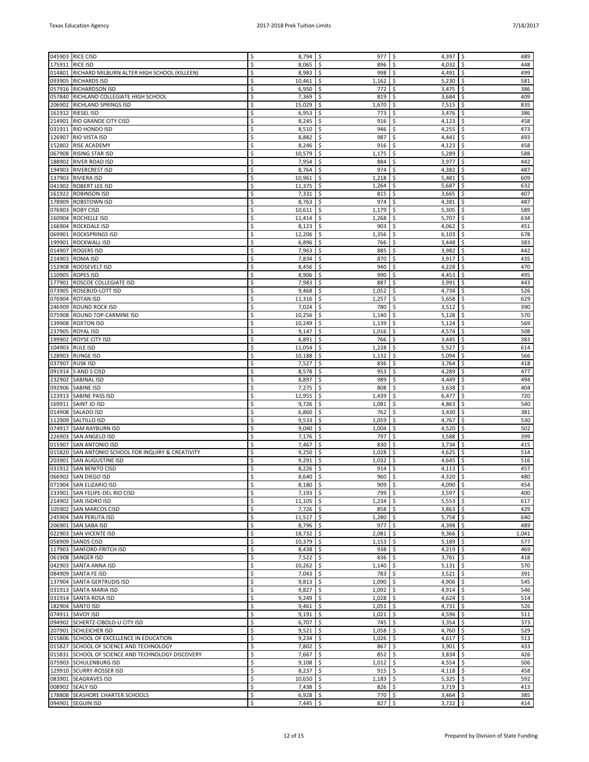| | | | | | |
|---|---|---|---|---|---|
| 045903 | RICE CISD | $ 8,794 | $ 977 | $ 4,397 | $ 489 |
| 175911 | RICE ISD | $ 8,065 | $ 896 | $ 4,032 | $ 448 |
| 014801 | RICHARD MILBURN ALTER HIGH SCHOOL (KILLEEN) | $ 8,983 | $ 998 | $ 4,491 | $ 499 |
| 093905 | RICHARDS ISD | $ 10,461 | $ 1,162 | $ 5,230 | $ 581 |
| 057916 | RICHARDSON ISD | $ 6,950 | $ 772 | $ 3,475 | $ 386 |
| 057840 | RICHLAND COLLEGIATE HIGH SCHOOL | $ 7,369 | $ 819 | $ 3,684 | $ 409 |
| 206902 | RICHLAND SPRINGS ISD | $ 15,029 | $ 1,670 | $ 7,515 | $ 835 |
| 161912 | RIESEL ISD | $ 6,953 | $ 773 | $ 3,476 | $ 386 |
| 214901 | RIO GRANDE CITY CISD | $ 8,245 | $ 916 | $ 4,123 | $ 458 |
| 031911 | RIO HONDO ISD | $ 8,510 | $ 946 | $ 4,255 | $ 473 |
| 126907 | RIO VISTA ISD | $ 8,882 | $ 987 | $ 4,441 | $ 493 |
| 152802 | RISE ACADEMY | $ 8,246 | $ 916 | $ 4,123 | $ 458 |
| 067908 | RISING STAR ISD | $ 10,579 | $ 1,175 | $ 5,289 | $ 588 |
| 188902 | RIVER ROAD ISD | $ 7,954 | $ 884 | $ 3,977 | $ 442 |
| 194903 | RIVERCREST ISD | $ 8,764 | $ 974 | $ 4,382 | $ 487 |
| 137903 | RIVIERA ISD | $ 10,961 | $ 1,218 | $ 5,481 | $ 609 |
| 041902 | ROBERT LEE ISD | $ 11,375 | $ 1,264 | $ 5,687 | $ 632 |
| 161922 | ROBINSON ISD | $ 7,331 | $ 815 | $ 3,665 | $ 407 |
| 178909 | ROBSTOWN ISD | $ 8,763 | $ 974 | $ 4,381 | $ 487 |
| 076903 | ROBY CISD | $ 10,611 | $ 1,179 | $ 5,305 | $ 589 |
| 160904 | ROCHELLE ISD | $ 11,414 | $ 1,268 | $ 5,707 | $ 634 |
| 166904 | ROCKDALE ISD | $ 8,123 | $ 903 | $ 4,062 | $ 451 |
| 069901 | ROCKSPRINGS ISD | $ 12,206 | $ 1,356 | $ 6,103 | $ 678 |
| 199901 | ROCKWALL ISD | $ 6,896 | $ 766 | $ 3,448 | $ 383 |
| 014907 | ROGERS ISD | $ 7,963 | $ 885 | $ 3,982 | $ 442 |
| 214903 | ROMA ISD | $ 7,834 | $ 870 | $ 3,917 | $ 435 |
| 152908 | ROOSEVELT ISD | $ 8,456 | $ 940 | $ 4,228 | $ 470 |
| 110905 | ROPES ISD | $ 8,906 | $ 990 | $ 4,453 | $ 495 |
| 177901 | ROSCOE COLLEGIATE ISD | $ 7,983 | $ 887 | $ 3,991 | $ 443 |
| 073905 | ROSEBUD-LOTT ISD | $ 9,468 | $ 1,052 | $ 4,734 | $ 526 |
| 076904 | ROTAN ISD | $ 11,316 | $ 1,257 | $ 5,658 | $ 629 |
| 246909 | ROUND ROCK ISD | $ 7,024 | $ 780 | $ 3,512 | $ 390 |
| 075908 | ROUND TOP-CARMINE ISD | $ 10,256 | $ 1,140 | $ 5,128 | $ 570 |
| 139908 | ROXTON ISD | $ 10,249 | $ 1,139 | $ 5,124 | $ 569 |
| 237905 | ROYAL ISD | $ 9,147 | $ 1,016 | $ 4,574 | $ 508 |
| 199902 | ROYSE CITY ISD | $ 6,891 | $ 766 | $ 3,445 | $ 383 |
| 104903 | RULE ISD | $ 11,054 | $ 1,228 | $ 5,527 | $ 614 |
| 128903 | RUNGE ISD | $ 10,188 | $ 1,132 | $ 5,094 | $ 566 |
| 037907 | RUSK ISD | $ 7,527 | $ 836 | $ 3,764 | $ 418 |
| 091914 | S AND S CISD | $ 8,578 | $ 953 | $ 4,289 | $ 477 |
| 232902 | SABINAL ISD | $ 8,897 | $ 989 | $ 4,449 | $ 494 |
| 092906 | SABINE ISD | $ 7,275 | $ 808 | $ 3,638 | $ 404 |
| 123913 | SABINE PASS ISD | $ 12,955 | $ 1,439 | $ 6,477 | $ 720 |
| 169911 | SAINT JO ISD | $ 9,726 | $ 1,081 | $ 4,863 | $ 540 |
| 014908 | SALADO ISD | $ 6,860 | $ 762 | $ 3,430 | $ 381 |
| 112909 | SALTILLO ISD | $ 9,533 | $ 1,059 | $ 4,767 | $ 530 |
| 074917 | SAM RAYBURN ISD | $ 9,040 | $ 1,004 | $ 4,520 | $ 502 |
| 226903 | SAN ANGELO ISD | $ 7,176 | $ 797 | $ 3,588 | $ 399 |
| 015907 | SAN ANTONIO ISD | $ 7,467 | $ 830 | $ 3,734 | $ 415 |
| 015820 | SAN ANTONIO SCHOOL FOR INQUIRY & CREATIVITY | $ 9,250 | $ 1,028 | $ 4,625 | $ 514 |
| 203901 | SAN AUGUSTINE ISD | $ 9,291 | $ 1,032 | $ 4,645 | $ 516 |
| 031912 | SAN BENITO CISD | $ 8,226 | $ 914 | $ 4,113 | $ 457 |
| 066902 | SAN DIEGO ISD | $ 8,640 | $ 960 | $ 4,320 | $ 480 |
| 071904 | SAN ELIZARIO ISD | $ 8,180 | $ 909 | $ 4,090 | $ 454 |
| 233901 | SAN FELIPE-DEL RIO CISD | $ 7,193 | $ 799 | $ 3,597 | $ 400 |
| 214902 | SAN ISIDRO ISD | $ 11,105 | $ 1,234 | $ 5,553 | $ 617 |
| 105902 | SAN MARCOS CISD | $ 7,726 | $ 858 | $ 3,863 | $ 429 |
| 245904 | SAN PERLITA ISD | $ 11,517 | $ 1,280 | $ 5,758 | $ 640 |
| 206901 | SAN SABA ISD | $ 8,796 | $ 977 | $ 4,398 | $ 489 |
| 022903 | SAN VICENTE ISD | $ 18,732 | $ 2,081 | $ 9,366 | $ 1,041 |
| 058909 | SANDS CISD | $ 10,379 | $ 1,153 | $ 5,189 | $ 577 |
| 117903 | SANFORD-FRITCH ISD | $ 8,438 | $ 938 | $ 4,219 | $ 469 |
| 061908 | SANGER ISD | $ 7,522 | $ 836 | $ 3,761 | $ 418 |
| 042903 | SANTA ANNA ISD | $ 10,262 | $ 1,140 | $ 5,131 | $ 570 |
| 084909 | SANTA FE ISD | $ 7,043 | $ 783 | $ 3,521 | $ 391 |
| 137904 | SANTA GERTRUDIS ISD | $ 9,813 | $ 1,090 | $ 4,906 | $ 545 |
| 031913 | SANTA MARIA ISD | $ 9,827 | $ 1,092 | $ 4,914 | $ 546 |
| 031914 | SANTA ROSA ISD | $ 9,249 | $ 1,028 | $ 4,624 | $ 514 |
| 182904 | SANTO ISD | $ 9,461 | $ 1,051 | $ 4,731 | $ 526 |
| 074911 | SAVOY ISD | $ 9,191 | $ 1,021 | $ 4,596 | $ 511 |
| 094902 | SCHERTZ-CIBOLO-U CITY ISD | $ 6,707 | $ 745 | $ 3,354 | $ 373 |
| 207901 | SCHLEICHER ISD | $ 9,521 | $ 1,058 | $ 4,760 | $ 529 |
| 015806 | SCHOOL OF EXCELLENCE IN EDUCATION | $ 9,234 | $ 1,026 | $ 4,617 | $ 513 |
| 015827 | SCHOOL OF SCIENCE AND TECHNOLOGY | $ 7,802 | $ 867 | $ 3,901 | $ 433 |
| 015831 | SCHOOL OF SCIENCE AND TECHNOLOGY DISCOVERY | $ 7,667 | $ 852 | $ 3,834 | $ 426 |
| 075903 | SCHULENBURG ISD | $ 9,108 | $ 1,012 | $ 4,554 | $ 506 |
| 129910 | SCURRY-ROSSER ISD | $ 8,237 | $ 915 | $ 4,118 | $ 458 |
| 083901 | SEAGRAVES ISD | $ 10,650 | $ 1,183 | $ 5,325 | $ 592 |
| 008902 | SEALY ISD | $ 7,438 | $ 826 | $ 3,719 | $ 413 |
| 178808 | SEASHORE CHARTER SCHOOLS | $ 6,928 | $ 770 | $ 3,464 | $ 385 |
| 094901 | SEGUIN ISD | $ 7,445 | $ 827 | $ 3,722 | $ 414 |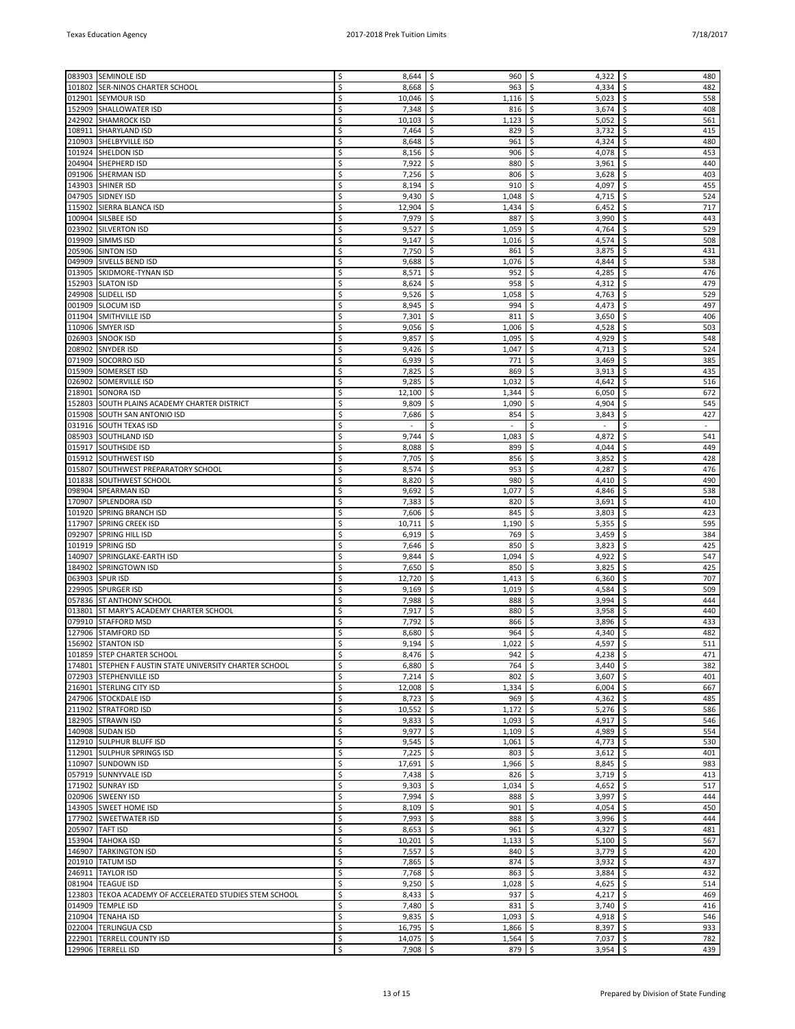| | | | | | |
|---|---|---|---|---|---|
| 083903 | SEMINOLE ISD | $ 8,644 | $ 960 | $ 4,322 | $ 480 |
| 101802 | SER-NINOS CHARTER SCHOOL | $ 8,668 | $ 963 | $ 4,334 | $ 482 |
| 012901 | SEYMOUR ISD | $ 10,046 | $ 1,116 | $ 5,023 | $ 558 |
| 152909 | SHALLOWATER ISD | $ 7,348 | $ 816 | $ 3,674 | $ 408 |
| 242902 | SHAMROCK ISD | $ 10,103 | $ 1,123 | $ 5,052 | $ 561 |
| 108911 | SHARYLAND ISD | $ 7,464 | $ 829 | $ 3,732 | $ 415 |
| 210903 | SHELBYVILLE ISD | $ 8,648 | $ 961 | $ 4,324 | $ 480 |
| 101924 | SHELDON ISD | $ 8,156 | $ 906 | $ 4,078 | $ 453 |
| 204904 | SHEPHERD ISD | $ 7,922 | $ 880 | $ 3,961 | $ 440 |
| 091906 | SHERMAN ISD | $ 7,256 | $ 806 | $ 3,628 | $ 403 |
| 143903 | SHINER ISD | $ 8,194 | $ 910 | $ 4,097 | $ 455 |
| 047905 | SIDNEY ISD | $ 9,430 | $ 1,048 | $ 4,715 | $ 524 |
| 115902 | SIERRA BLANCA ISD | $ 12,904 | $ 1,434 | $ 6,452 | $ 717 |
| 100904 | SILSBEE ISD | $ 7,979 | $ 887 | $ 3,990 | $ 443 |
| 023902 | SILVERTON ISD | $ 9,527 | $ 1,059 | $ 4,764 | $ 529 |
| 019909 | SIMMS ISD | $ 9,147 | $ 1,016 | $ 4,574 | $ 508 |
| 205906 | SINTON ISD | $ 7,750 | $ 861 | $ 3,875 | $ 431 |
| 049909 | SIVELLS BEND ISD | $ 9,688 | $ 1,076 | $ 4,844 | $ 538 |
| 013905 | SKIDMORE-TYNAN ISD | $ 8,571 | $ 952 | $ 4,285 | $ 476 |
| 152903 | SLATON ISD | $ 8,624 | $ 958 | $ 4,312 | $ 479 |
| 249908 | SLIDELL ISD | $ 9,526 | $ 1,058 | $ 4,763 | $ 529 |
| 001909 | SLOCUM ISD | $ 8,945 | $ 994 | $ 4,473 | $ 497 |
| 011904 | SMITHVILLE ISD | $ 7,301 | $ 811 | $ 3,650 | $ 406 |
| 110906 | SMYER ISD | $ 9,056 | $ 1,006 | $ 4,528 | $ 503 |
| 026903 | SNOOK ISD | $ 9,857 | $ 1,095 | $ 4,929 | $ 548 |
| 208902 | SNYDER ISD | $ 9,426 | $ 1,047 | $ 4,713 | $ 524 |
| 071909 | SOCORRO ISD | $ 6,939 | $ 771 | $ 3,469 | $ 385 |
| 015909 | SOMERSET ISD | $ 7,825 | $ 869 | $ 3,913 | $ 435 |
| 026902 | SOMERVILLE ISD | $ 9,285 | $ 1,032 | $ 4,642 | $ 516 |
| 218901 | SONORA ISD | $ 12,100 | $ 1,344 | $ 6,050 | $ 672 |
| 152803 | SOUTH PLAINS ACADEMY CHARTER DISTRICT | $ 9,809 | $ 1,090 | $ 4,904 | $ 545 |
| 015908 | SOUTH SAN ANTONIO ISD | $ 7,686 | $ 854 | $ 3,843 | $ 427 |
| 031916 | SOUTH TEXAS ISD | $ - | $ - | $ - | $ - |
| 085903 | SOUTHLAND ISD | $ 9,744 | $ 1,083 | $ 4,872 | $ 541 |
| 015917 | SOUTHSIDE ISD | $ 8,088 | $ 899 | $ 4,044 | $ 449 |
| 015912 | SOUTHWEST ISD | $ 7,705 | $ 856 | $ 3,852 | $ 428 |
| 015807 | SOUTHWEST PREPARATORY SCHOOL | $ 8,574 | $ 953 | $ 4,287 | $ 476 |
| 101838 | SOUTHWEST SCHOOL | $ 8,820 | $ 980 | $ 4,410 | $ 490 |
| 098904 | SPEARMAN ISD | $ 9,692 | $ 1,077 | $ 4,846 | $ 538 |
| 170907 | SPLENDORA ISD | $ 7,383 | $ 820 | $ 3,691 | $ 410 |
| 101920 | SPRING BRANCH ISD | $ 7,606 | $ 845 | $ 3,803 | $ 423 |
| 117907 | SPRING CREEK ISD | $ 10,711 | $ 1,190 | $ 5,355 | $ 595 |
| 092907 | SPRING HILL ISD | $ 6,919 | $ 769 | $ 3,459 | $ 384 |
| 101919 | SPRING ISD | $ 7,646 | $ 850 | $ 3,823 | $ 425 |
| 140907 | SPRINGLAKE-EARTH ISD | $ 9,844 | $ 1,094 | $ 4,922 | $ 547 |
| 184902 | SPRINGTOWN ISD | $ 7,650 | $ 850 | $ 3,825 | $ 425 |
| 063903 | SPUR ISD | $ 12,720 | $ 1,413 | $ 6,360 | $ 707 |
| 229905 | SPURGER ISD | $ 9,169 | $ 1,019 | $ 4,584 | $ 509 |
| 057836 | ST ANTHONY SCHOOL | $ 7,988 | $ 888 | $ 3,994 | $ 444 |
| 013801 | ST MARY'S ACADEMY CHARTER SCHOOL | $ 7,917 | $ 880 | $ 3,958 | $ 440 |
| 079910 | STAFFORD MSD | $ 7,792 | $ 866 | $ 3,896 | $ 433 |
| 127906 | STAMFORD ISD | $ 8,680 | $ 964 | $ 4,340 | $ 482 |
| 156902 | STANTON ISD | $ 9,194 | $ 1,022 | $ 4,597 | $ 511 |
| 101859 | STEP CHARTER SCHOOL | $ 8,476 | $ 942 | $ 4,238 | $ 471 |
| 174801 | STEPHEN F AUSTIN STATE UNIVERSITY CHARTER SCHOOL | $ 6,880 | $ 764 | $ 3,440 | $ 382 |
| 072903 | STEPHENVILLE ISD | $ 7,214 | $ 802 | $ 3,607 | $ 401 |
| 216901 | STERLING CITY ISD | $ 12,008 | $ 1,334 | $ 6,004 | $ 667 |
| 247906 | STOCKDALE ISD | $ 8,723 | $ 969 | $ 4,362 | $ 485 |
| 211902 | STRATFORD ISD | $ 10,552 | $ 1,172 | $ 5,276 | $ 586 |
| 182905 | STRAWN ISD | $ 9,833 | $ 1,093 | $ 4,917 | $ 546 |
| 140908 | SUDAN ISD | $ 9,977 | $ 1,109 | $ 4,989 | $ 554 |
| 112910 | SULPHUR BLUFF ISD | $ 9,545 | $ 1,061 | $ 4,773 | $ 530 |
| 112901 | SULPHUR SPRINGS ISD | $ 7,225 | $ 803 | $ 3,612 | $ 401 |
| 110907 | SUNDOWN ISD | $ 17,691 | $ 1,966 | $ 8,845 | $ 983 |
| 057919 | SUNNYVALE ISD | $ 7,438 | $ 826 | $ 3,719 | $ 413 |
| 171902 | SUNRAY ISD | $ 9,303 | $ 1,034 | $ 4,652 | $ 517 |
| 020906 | SWEENY ISD | $ 7,994 | $ 888 | $ 3,997 | $ 444 |
| 143905 | SWEET HOME ISD | $ 8,109 | $ 901 | $ 4,054 | $ 450 |
| 177902 | SWEETWATER ISD | $ 7,993 | $ 888 | $ 3,996 | $ 444 |
| 205907 | TAFT ISD | $ 8,653 | $ 961 | $ 4,327 | $ 481 |
| 153904 | TAHOKA ISD | $ 10,201 | $ 1,133 | $ 5,100 | $ 567 |
| 146907 | TARKINGTON ISD | $ 7,557 | $ 840 | $ 3,779 | $ 420 |
| 201910 | TATUM ISD | $ 7,865 | $ 874 | $ 3,932 | $ 437 |
| 246911 | TAYLOR ISD | $ 7,768 | $ 863 | $ 3,884 | $ 432 |
| 081904 | TEAGUE ISD | $ 9,250 | $ 1,028 | $ 4,625 | $ 514 |
| 123803 | TEKOA ACADEMY OF ACCELERATED STUDIES STEM SCHOOL | $ 8,433 | $ 937 | $ 4,217 | $ 469 |
| 014909 | TEMPLE ISD | $ 7,480 | $ 831 | $ 3,740 | $ 416 |
| 210904 | TENAHA ISD | $ 9,835 | $ 1,093 | $ 4,918 | $ 546 |
| 022004 | TERLINGUA CSD | $ 16,795 | $ 1,866 | $ 8,397 | $ 933 |
| 222901 | TERRELL COUNTY ISD | $ 14,075 | $ 1,564 | $ 7,037 | $ 782 |
| 129906 | TERRELL ISD | $ 7,908 | $ 879 | $ 3,954 | $ 439 |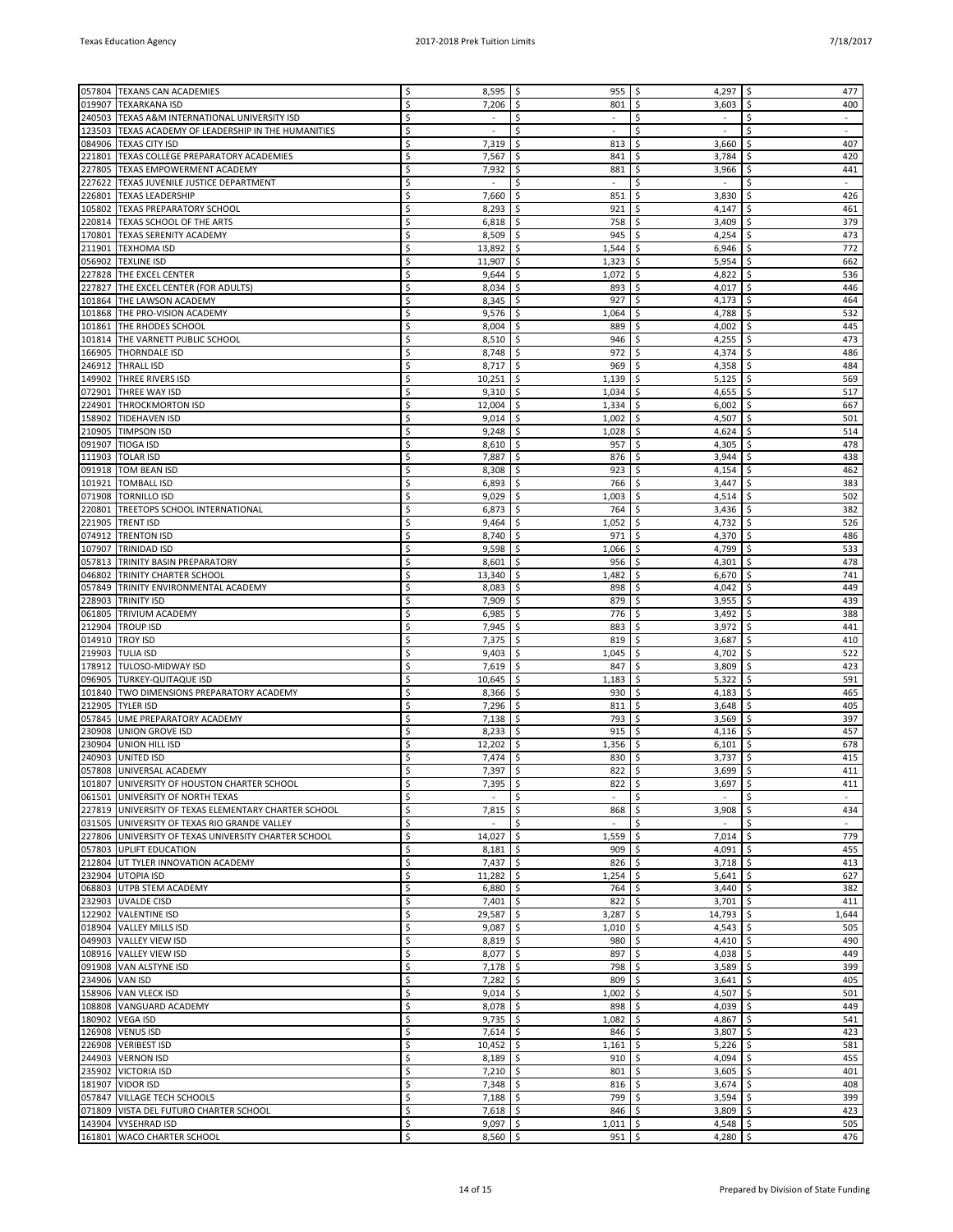| | | | | | |
|---|---|---|---|---|---|
| 057804 | TEXANS CAN ACADEMIES | $ 8,595 | $ 955 | $ 4,297 | $ 477 |
| 019907 | TEXARKANA ISD | $ 7,206 | $ 801 | $ 3,603 | $ 400 |
| 240503 | TEXAS A&M INTERNATIONAL UNIVERSITY ISD | $ - | $ - | $ - | $ - |
| 123503 | TEXAS ACADEMY OF LEADERSHIP IN THE HUMANITIES | $ - | $ - | $ - | $ - |
| 084906 | TEXAS CITY ISD | $ 7,319 | $ 813 | $ 3,660 | $ 407 |
| 221801 | TEXAS COLLEGE PREPARATORY ACADEMIES | $ 7,567 | $ 841 | $ 3,784 | $ 420 |
| 227805 | TEXAS EMPOWERMENT ACADEMY | $ 7,932 | $ 881 | $ 3,966 | $ 441 |
| 227622 | TEXAS JUVENILE JUSTICE DEPARTMENT | $ - | $ - | $ - | $ - |
| 226801 | TEXAS LEADERSHIP | $ 7,660 | $ 851 | $ 3,830 | $ 426 |
| 105802 | TEXAS PREPARATORY SCHOOL | $ 8,293 | $ 921 | $ 4,147 | $ 461 |
| 220814 | TEXAS SCHOOL OF THE ARTS | $ 6,818 | $ 758 | $ 3,409 | $ 379 |
| 170801 | TEXAS SERENITY ACADEMY | $ 8,509 | $ 945 | $ 4,254 | $ 473 |
| 211901 | TEXHOMA ISD | $ 13,892 | $ 1,544 | $ 6,946 | $ 772 |
| 056902 | TEXLINE ISD | $ 11,907 | $ 1,323 | $ 5,954 | $ 662 |
| 227828 | THE EXCEL CENTER | $ 9,644 | $ 1,072 | $ 4,822 | $ 536 |
| 227827 | THE EXCEL CENTER (FOR ADULTS) | $ 8,034 | $ 893 | $ 4,017 | $ 446 |
| 101864 | THE LAWSON ACADEMY | $ 8,345 | $ 927 | $ 4,173 | $ 464 |
| 101868 | THE PRO-VISION ACADEMY | $ 9,576 | $ 1,064 | $ 4,788 | $ 532 |
| 101861 | THE RHODES SCHOOL | $ 8,004 | $ 889 | $ 4,002 | $ 445 |
| 101814 | THE VARNETT PUBLIC SCHOOL | $ 8,510 | $ 946 | $ 4,255 | $ 473 |
| 166905 | THORNDALE ISD | $ 8,748 | $ 972 | $ 4,374 | $ 486 |
| 246912 | THRALL ISD | $ 8,717 | $ 969 | $ 4,358 | $ 484 |
| 149902 | THREE RIVERS ISD | $ 10,251 | $ 1,139 | $ 5,125 | $ 569 |
| 072901 | THREE WAY ISD | $ 9,310 | $ 1,034 | $ 4,655 | $ 517 |
| 224901 | THROCKMORTON ISD | $ 12,004 | $ 1,334 | $ 6,002 | $ 667 |
| 158902 | TIDEHAVEN ISD | $ 9,014 | $ 1,002 | $ 4,507 | $ 501 |
| 210905 | TIMPSON ISD | $ 9,248 | $ 1,028 | $ 4,624 | $ 514 |
| 091907 | TIOGA ISD | $ 8,610 | $ 957 | $ 4,305 | $ 478 |
| 111903 | TOLAR ISD | $ 7,887 | $ 876 | $ 3,944 | $ 438 |
| 091918 | TOM BEAN ISD | $ 8,308 | $ 923 | $ 4,154 | $ 462 |
| 101921 | TOMBALL ISD | $ 6,893 | $ 766 | $ 3,447 | $ 383 |
| 071908 | TORNILLO ISD | $ 9,029 | $ 1,003 | $ 4,514 | $ 502 |
| 220801 | TREETOPS SCHOOL INTERNATIONAL | $ 6,873 | $ 764 | $ 3,436 | $ 382 |
| 221905 | TRENT ISD | $ 9,464 | $ 1,052 | $ 4,732 | $ 526 |
| 074912 | TRENTON ISD | $ 8,740 | $ 971 | $ 4,370 | $ 486 |
| 107907 | TRINIDAD ISD | $ 9,598 | $ 1,066 | $ 4,799 | $ 533 |
| 057813 | TRINITY BASIN PREPARATORY | $ 8,601 | $ 956 | $ 4,301 | $ 478 |
| 046802 | TRINITY CHARTER SCHOOL | $ 13,340 | $ 1,482 | $ 6,670 | $ 741 |
| 057849 | TRINITY ENVIRONMENTAL ACADEMY | $ 8,083 | $ 898 | $ 4,042 | $ 449 |
| 228903 | TRINITY ISD | $ 7,909 | $ 879 | $ 3,955 | $ 439 |
| 061805 | TRIVIUM ACADEMY | $ 6,985 | $ 776 | $ 3,492 | $ 388 |
| 212904 | TROUP ISD | $ 7,945 | $ 883 | $ 3,972 | $ 441 |
| 014910 | TROY ISD | $ 7,375 | $ 819 | $ 3,687 | $ 410 |
| 219903 | TULIA ISD | $ 9,403 | $ 1,045 | $ 4,702 | $ 522 |
| 178912 | TULOSO-MIDWAY ISD | $ 7,619 | $ 847 | $ 3,809 | $ 423 |
| 096905 | TURKEY-QUITAQUE ISD | $ 10,645 | $ 1,183 | $ 5,322 | $ 591 |
| 101840 | TWO DIMENSIONS PREPARATORY ACADEMY | $ 8,366 | $ 930 | $ 4,183 | $ 465 |
| 212905 | TYLER ISD | $ 7,296 | $ 811 | $ 3,648 | $ 405 |
| 057845 | UME PREPARATORY ACADEMY | $ 7,138 | $ 793 | $ 3,569 | $ 397 |
| 230908 | UNION GROVE ISD | $ 8,233 | $ 915 | $ 4,116 | $ 457 |
| 230904 | UNION HILL ISD | $ 12,202 | $ 1,356 | $ 6,101 | $ 678 |
| 240903 | UNITED ISD | $ 7,474 | $ 830 | $ 3,737 | $ 415 |
| 057808 | UNIVERSAL ACADEMY | $ 7,397 | $ 822 | $ 3,699 | $ 411 |
| 101807 | UNIVERSITY OF HOUSTON CHARTER SCHOOL | $ 7,395 | $ 822 | $ 3,697 | $ 411 |
| 061501 | UNIVERSITY OF NORTH TEXAS | $ - | $ - | $ - | $ - |
| 227819 | UNIVERSITY OF TEXAS ELEMENTARY CHARTER SCHOOL | $ 7,815 | $ 868 | $ 3,908 | $ 434 |
| 031505 | UNIVERSITY OF TEXAS RIO GRANDE VALLEY | $ - | $ - | $ - | $ - |
| 227806 | UNIVERSITY OF TEXAS UNIVERSITY CHARTER SCHOOL | $ 14,027 | $ 1,559 | $ 7,014 | $ 779 |
| 057803 | UPLIFT EDUCATION | $ 8,181 | $ 909 | $ 4,091 | $ 455 |
| 212804 | UT TYLER INNOVATION ACADEMY | $ 7,437 | $ 826 | $ 3,718 | $ 413 |
| 232904 | UTOPIA ISD | $ 11,282 | $ 1,254 | $ 5,641 | $ 627 |
| 068803 | UTPB STEM ACADEMY | $ 6,880 | $ 764 | $ 3,440 | $ 382 |
| 232903 | UVALDE CISD | $ 7,401 | $ 822 | $ 3,701 | $ 411 |
| 122902 | VALENTINE ISD | $ 29,587 | $ 3,287 | $ 14,793 | $ 1,644 |
| 018904 | VALLEY MILLS ISD | $ 9,087 | $ 1,010 | $ 4,543 | $ 505 |
| 049903 | VALLEY VIEW ISD | $ 8,819 | $ 980 | $ 4,410 | $ 490 |
| 108916 | VALLEY VIEW ISD | $ 8,077 | $ 897 | $ 4,038 | $ 449 |
| 091908 | VAN ALSTYNE ISD | $ 7,178 | $ 798 | $ 3,589 | $ 399 |
| 234906 | VAN ISD | $ 7,282 | $ 809 | $ 3,641 | $ 405 |
| 158906 | VAN VLECK ISD | $ 9,014 | $ 1,002 | $ 4,507 | $ 501 |
| 108808 | VANGUARD ACADEMY | $ 8,078 | $ 898 | $ 4,039 | $ 449 |
| 180902 | VEGA ISD | $ 9,735 | $ 1,082 | $ 4,867 | $ 541 |
| 126908 | VENUS ISD | $ 7,614 | $ 846 | $ 3,807 | $ 423 |
| 226908 | VERIBEST ISD | $ 10,452 | $ 1,161 | $ 5,226 | $ 581 |
| 244903 | VERNON ISD | $ 8,189 | $ 910 | $ 4,094 | $ 455 |
| 235902 | VICTORIA ISD | $ 7,210 | $ 801 | $ 3,605 | $ 401 |
| 181907 | VIDOR ISD | $ 7,348 | $ 816 | $ 3,674 | $ 408 |
| 057847 | VILLAGE TECH SCHOOLS | $ 7,188 | $ 799 | $ 3,594 | $ 399 |
| 071809 | VISTA DEL FUTURO CHARTER SCHOOL | $ 7,618 | $ 846 | $ 3,809 | $ 423 |
| 143904 | VYSEHRAD ISD | $ 9,097 | $ 1,011 | $ 4,548 | $ 505 |
| 161801 | WACO CHARTER SCHOOL | $ 8,560 | $ 951 | $ 4,280 | $ 476 |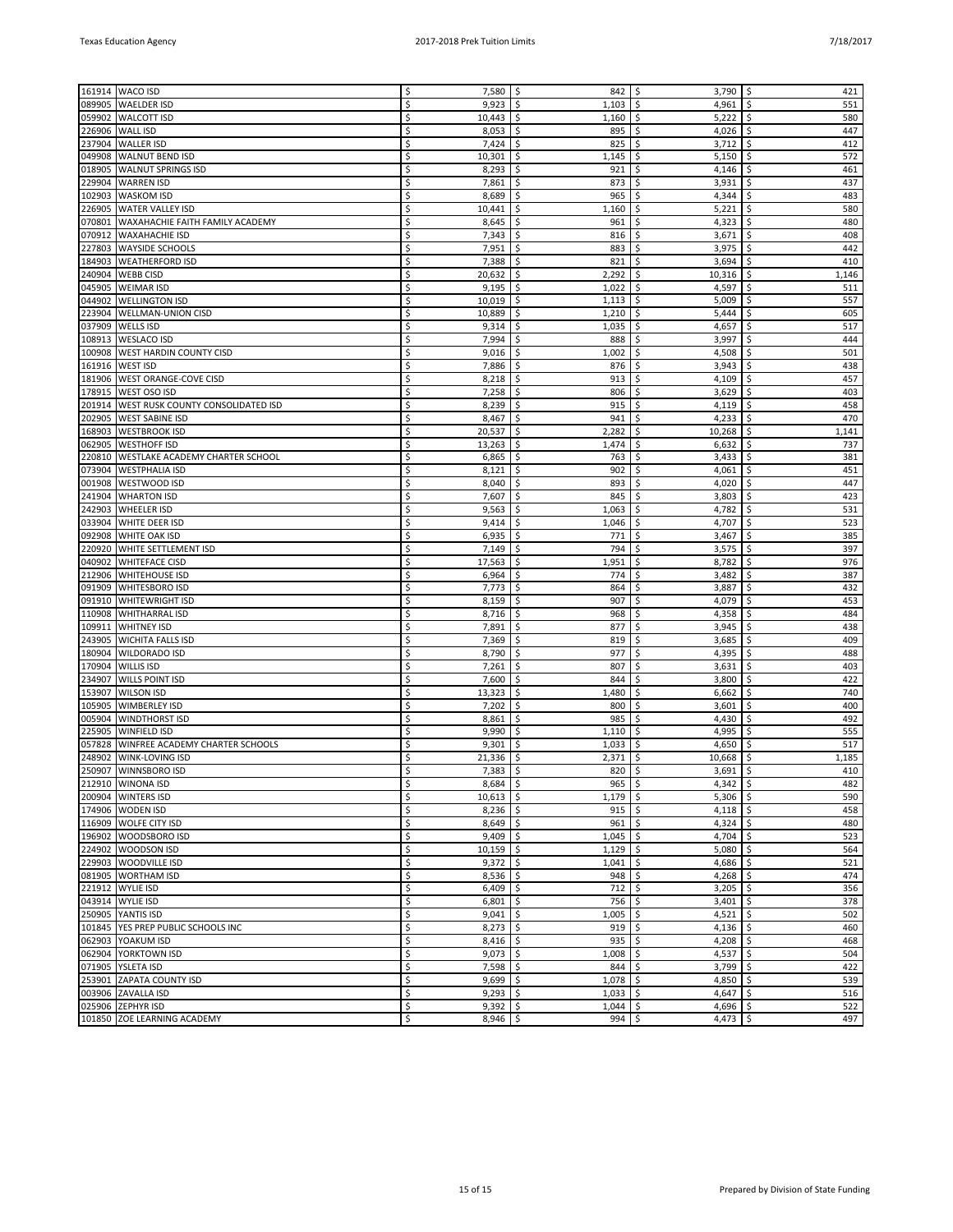| | | | | | |
|---|---|---|---|---|---|
| 161914 | WACO ISD | $ 7,580 | $ 842 | $ 3,790 | $ 421 |
| 089905 | WAELDER ISD | $ 9,923 | $ 1,103 | $ 4,961 | $ 551 |
| 059902 | WALCOTT ISD | $ 10,443 | $ 1,160 | $ 5,222 | $ 580 |
| 226906 | WALL ISD | $ 8,053 | $ 895 | $ 4,026 | $ 447 |
| 237904 | WALLER ISD | $ 7,424 | $ 825 | $ 3,712 | $ 412 |
| 049908 | WALNUT BEND ISD | $ 10,301 | $ 1,145 | $ 5,150 | $ 572 |
| 018905 | WALNUT SPRINGS ISD | $ 8,293 | $ 921 | $ 4,146 | $ 461 |
| 229904 | WARREN ISD | $ 7,861 | $ 873 | $ 3,931 | $ 437 |
| 102903 | WASKOM ISD | $ 8,689 | $ 965 | $ 4,344 | $ 483 |
| 226905 | WATER VALLEY ISD | $ 10,441 | $ 1,160 | $ 5,221 | $ 580 |
| 070801 | WAXAHACHIE FAITH FAMILY ACADEMY | $ 8,645 | $ 961 | $ 4,323 | $ 480 |
| 070912 | WAXAHACHIE ISD | $ 7,343 | $ 816 | $ 3,671 | $ 408 |
| 227803 | WAYSIDE SCHOOLS | $ 7,951 | $ 883 | $ 3,975 | $ 442 |
| 184903 | WEATHERFORD ISD | $ 7,388 | $ 821 | $ 3,694 | $ 410 |
| 240904 | WEBB CISD | $ 20,632 | $ 2,292 | $ 10,316 | $ 1,146 |
| 045905 | WEIMAR ISD | $ 9,195 | $ 1,022 | $ 4,597 | $ 511 |
| 044902 | WELLINGTON ISD | $ 10,019 | $ 1,113 | $ 5,009 | $ 557 |
| 223904 | WELLMAN-UNION CISD | $ 10,889 | $ 1,210 | $ 5,444 | $ 605 |
| 037909 | WELLS ISD | $ 9,314 | $ 1,035 | $ 4,657 | $ 517 |
| 108913 | WESLACO ISD | $ 7,994 | $ 888 | $ 3,997 | $ 444 |
| 100908 | WEST HARDIN COUNTY CISD | $ 9,016 | $ 1,002 | $ 4,508 | $ 501 |
| 161916 | WEST ISD | $ 7,886 | $ 876 | $ 3,943 | $ 438 |
| 181906 | WEST ORANGE-COVE CISD | $ 8,218 | $ 913 | $ 4,109 | $ 457 |
| 178915 | WEST OSO ISD | $ 7,258 | $ 806 | $ 3,629 | $ 403 |
| 201914 | WEST RUSK COUNTY CONSOLIDATED ISD | $ 8,239 | $ 915 | $ 4,119 | $ 458 |
| 202905 | WEST SABINE ISD | $ 8,467 | $ 941 | $ 4,233 | $ 470 |
| 168903 | WESTBROOK ISD | $ 20,537 | $ 2,282 | $ 10,268 | $ 1,141 |
| 062905 | WESTHOFF ISD | $ 13,263 | $ 1,474 | $ 6,632 | $ 737 |
| 220810 | WESTLAKE ACADEMY CHARTER SCHOOL | $ 6,865 | $ 763 | $ 3,433 | $ 381 |
| 073904 | WESTPHALIA ISD | $ 8,121 | $ 902 | $ 4,061 | $ 451 |
| 001908 | WESTWOOD ISD | $ 8,040 | $ 893 | $ 4,020 | $ 447 |
| 241904 | WHARTON ISD | $ 7,607 | $ 845 | $ 3,803 | $ 423 |
| 242903 | WHEELER ISD | $ 9,563 | $ 1,063 | $ 4,782 | $ 531 |
| 033904 | WHITE DEER ISD | $ 9,414 | $ 1,046 | $ 4,707 | $ 523 |
| 092908 | WHITE OAK ISD | $ 6,935 | $ 771 | $ 3,467 | $ 385 |
| 220920 | WHITE SETTLEMENT ISD | $ 7,149 | $ 794 | $ 3,575 | $ 397 |
| 040902 | WHITEFACE CISD | $ 17,563 | $ 1,951 | $ 8,782 | $ 976 |
| 212906 | WHITEHOUSE ISD | $ 6,964 | $ 774 | $ 3,482 | $ 387 |
| 091909 | WHITESBORO ISD | $ 7,773 | $ 864 | $ 3,887 | $ 432 |
| 091910 | WHITEWRIGHT ISD | $ 8,159 | $ 907 | $ 4,079 | $ 453 |
| 110908 | WHITHARRAL ISD | $ 8,716 | $ 968 | $ 4,358 | $ 484 |
| 109911 | WHITNEY ISD | $ 7,891 | $ 877 | $ 3,945 | $ 438 |
| 243905 | WICHITA FALLS ISD | $ 7,369 | $ 819 | $ 3,685 | $ 409 |
| 180904 | WILDORADO ISD | $ 8,790 | $ 977 | $ 4,395 | $ 488 |
| 170904 | WILLIS ISD | $ 7,261 | $ 807 | $ 3,631 | $ 403 |
| 234907 | WILLS POINT ISD | $ 7,600 | $ 844 | $ 3,800 | $ 422 |
| 153907 | WILSON ISD | $ 13,323 | $ 1,480 | $ 6,662 | $ 740 |
| 105905 | WIMBERLEY ISD | $ 7,202 | $ 800 | $ 3,601 | $ 400 |
| 005904 | WINDTHORST ISD | $ 8,861 | $ 985 | $ 4,430 | $ 492 |
| 225905 | WINFIELD ISD | $ 9,990 | $ 1,110 | $ 4,995 | $ 555 |
| 057828 | WINFREE ACADEMY CHARTER SCHOOLS | $ 9,301 | $ 1,033 | $ 4,650 | $ 517 |
| 248902 | WINK-LOVING ISD | $ 21,336 | $ 2,371 | $ 10,668 | $ 1,185 |
| 250907 | WINNSBORO ISD | $ 7,383 | $ 820 | $ 3,691 | $ 410 |
| 212910 | WINONA ISD | $ 8,684 | $ 965 | $ 4,342 | $ 482 |
| 200904 | WINTERS ISD | $ 10,613 | $ 1,179 | $ 5,306 | $ 590 |
| 174906 | WODEN ISD | $ 8,236 | $ 915 | $ 4,118 | $ 458 |
| 116909 | WOLFE CITY ISD | $ 8,649 | $ 961 | $ 4,324 | $ 480 |
| 196902 | WOODSBORO ISD | $ 9,409 | $ 1,045 | $ 4,704 | $ 523 |
| 224902 | WOODSON ISD | $ 10,159 | $ 1,129 | $ 5,080 | $ 564 |
| 229903 | WOODVILLE ISD | $ 9,372 | $ 1,041 | $ 4,686 | $ 521 |
| 081905 | WORTHAM ISD | $ 8,536 | $ 948 | $ 4,268 | $ 474 |
| 221912 | WYLIE ISD | $ 6,409 | $ 712 | $ 3,205 | $ 356 |
| 043914 | WYLIE ISD | $ 6,801 | $ 756 | $ 3,401 | $ 378 |
| 250905 | YANTIS ISD | $ 9,041 | $ 1,005 | $ 4,521 | $ 502 |
| 101845 | YES PREP PUBLIC SCHOOLS INC | $ 8,273 | $ 919 | $ 4,136 | $ 460 |
| 062903 | YOAKUM ISD | $ 8,416 | $ 935 | $ 4,208 | $ 468 |
| 062904 | YORKTOWN ISD | $ 9,073 | $ 1,008 | $ 4,537 | $ 504 |
| 071905 | YSLETA ISD | $ 7,598 | $ 844 | $ 3,799 | $ 422 |
| 253901 | ZAPATA COUNTY ISD | $ 9,699 | $ 1,078 | $ 4,850 | $ 539 |
| 003906 | ZAVALLA ISD | $ 9,293 | $ 1,033 | $ 4,647 | $ 516 |
| 025906 | ZEPHYR ISD | $ 9,392 | $ 1,044 | $ 4,696 | $ 522 |
| 101850 | ZOE LEARNING ACADEMY | $ 8,946 | $ 994 | $ 4,473 | $ 497 |